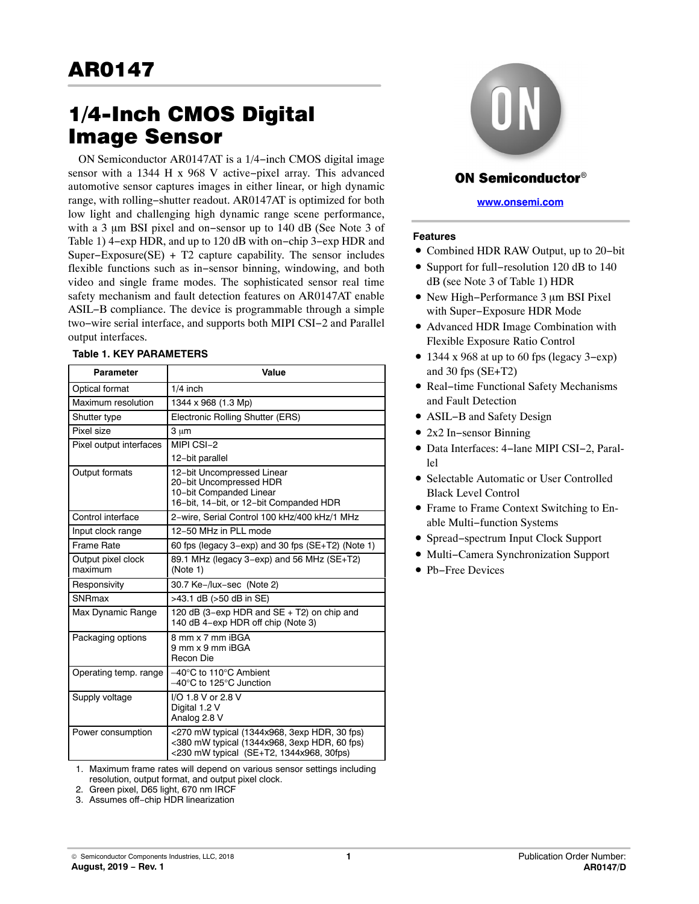# AR0147

# 1/4-Inch CMOS Digital Image Sensor

ON Semiconductor AR0147AT is a 1/4−inch CMOS digital image sensor with a 1344 H x 968 V active−pixel array. This advanced automotive sensor captures images in either linear, or high dynamic range, with rolling−shutter readout. AR0147AT is optimized for both low light and challenging high dynamic range scene performance, with a 3 μm BSI pixel and on−sensor up to 140 dB (See Note 3 of Table 1) 4−exp HDR, and up to 120 dB with on−chip 3−exp HDR and Super−Exposure(SE) + T2 capture capability. The sensor includes flexible functions such as in−sensor binning, windowing, and both video and single frame modes. The sophisticated sensor real time safety mechanism and fault detection features on AR0147AT enable ASIL−B compliance. The device is programmable through a simple two−wire serial interface, and supports both MIPI CSI−2 and Parallel output interfaces.

**Table 1. KEY PARAMETERS**

| Parameter | Value |
|---|---|
| Optical format | 1/4 inch |
| Maximum resolution | 1344 x 968 (1.3 Mp) |
| Shutter type | Electronic Rolling Shutter (ERS) |
| Pixel size | 3 μm |
| Pixel output interfaces | MIPI CSI−2<br>12−bit parallel |
| Output formats | 12−bit Uncompressed Linear<br>20−bit Uncompressed HDR<br>10−bit Companded Linear<br>16−bit, 14−bit, or 12−bit Companded HDR |
| Control interface | 2−wire, Serial Control 100 kHz/400 kHz/1 MHz |
| Input clock range | 12−50 MHz in PLL mode |
| Frame Rate | 60 fps (legacy 3−exp) and 30 fps (SE+T2) (Note 1) |
| Output pixel clock maximum | 89.1 MHz (legacy 3−exp) and 56 MHz (SE+T2) (Note 1) |
| Responsivity | 30.7 Ke−/lux−sec (Note 2) |
| SNRmax | >43.1 dB (>50 dB in SE) |
| Max Dynamic Range | 120 dB (3−exp HDR and SE + T2) on chip and 140 dB 4−exp HDR off chip (Note 3) |
| Packaging options | 8 mm x 7 mm iBGA<br>9 mm x 9 mm iBGA<br>Recon Die |
| Operating temp. range | −40°C to 110°C Ambient<br>−40°C to 125°C Junction |
| Supply voltage | I/O 1.8 V or 2.8 V<br>Digital 1.2 V<br>Analog 2.8 V |
| Power consumption | <270 mW typical (1344x968, 3exp HDR, 30 fps)<br><380 mW typical (1344x968, 3exp HDR, 60 fps)<br><230 mW typical (SE+T2, 1344x968, 30fps) |

1. Maximum frame rates will depend on various sensor settings including resolution, output format, and output pixel clock.
2. Green pixel, D65 light, 670 nm IRCF
3. Assumes off−chip HDR linearization

**ON Semiconductor®**

www.onsemi.com

## Features

- Combined HDR RAW Output, up to 20−bit
- Support for full−resolution 120 dB to 140 dB (see Note 3 of Table 1) HDR
- New High−Performance 3 μm BSI Pixel with Super−Exposure HDR Mode
- Advanced HDR Image Combination with Flexible Exposure Ratio Control
- 1344 x 968 at up to 60 fps (legacy 3−exp) and 30 fps (SE+T2)
- Real−time Functional Safety Mechanisms and Fault Detection
- ASIL−B and Safety Design
- 2x2 In−sensor Binning
- Data Interfaces: 4−lane MIPI CSI−2, Parallel
- Selectable Automatic or User Controlled Black Level Control
- Frame to Frame Context Switching to Enable Multi−function Systems
- Spread−spectrum Input Clock Support
- Multi−Camera Synchronization Support
- Pb−Free Devices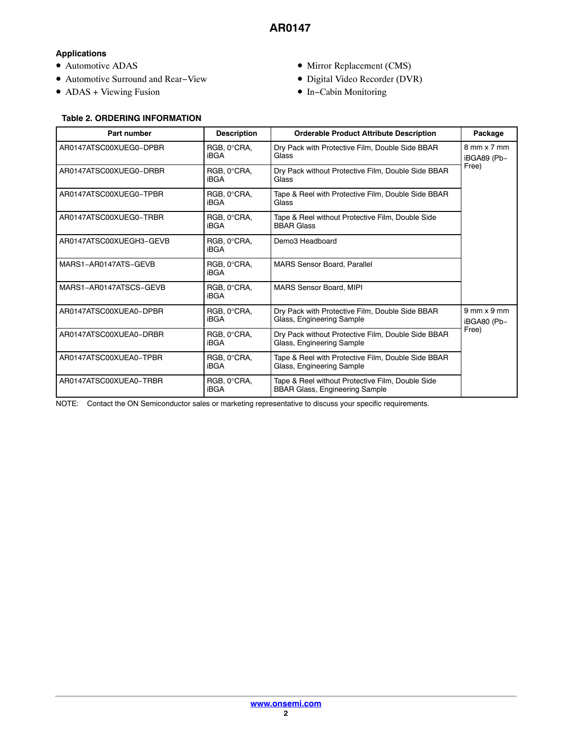### Applications

- Automotive ADAS
- Automotive Surround and Rear−View
- ADAS + Viewing Fusion
- Mirror Replacement (CMS)
- Digital Video Recorder (DVR)
- In−Cabin Monitoring

**Table 2. ORDERING INFORMATION**

| Part number | Description | Orderable Product Attribute Description | Package |
|---|---|---|---|
| AR0147ATSC00XUEG0−DPBR | RGB, 0°CRA, iBGA | Dry Pack with Protective Film, Double Side BBAR Glass | 8 mm x 7 mm iBGA89 (Pb−Free) |
| AR0147ATSC00XUEG0−DRBR | RGB, 0°CRA, iBGA | Dry Pack without Protective Film, Double Side BBAR Glass | |
| AR0147ATSC00XUEG0−TPBR | RGB, 0°CRA, iBGA | Tape & Reel with Protective Film, Double Side BBAR Glass | |
| AR0147ATSC00XUEG0−TRBR | RGB, 0°CRA, iBGA | Tape & Reel without Protective Film, Double Side BBAR Glass | |
| AR0147ATSC00XUEGH3−GEVB | RGB, 0°CRA, iBGA | Demo3 Headboard | |
| MARS1−AR0147ATS−GEVB | RGB, 0°CRA, iBGA | MARS Sensor Board, Parallel | |
| MARS1−AR0147ATSCS−GEVB | RGB, 0°CRA, iBGA | MARS Sensor Board, MIPI | |
| AR0147ATSC00XUEA0−DPBR | RGB, 0°CRA, iBGA | Dry Pack with Protective Film, Double Side BBAR Glass, Engineering Sample | 9 mm x 9 mm iBGA80 (Pb−Free) |
| AR0147ATSC00XUEA0−DRBR | RGB, 0°CRA, iBGA | Dry Pack without Protective Film, Double Side BBAR Glass, Engineering Sample | |
| AR0147ATSC00XUEA0−TPBR | RGB, 0°CRA, iBGA | Tape & Reel with Protective Film, Double Side BBAR Glass, Engineering Sample | |
| AR0147ATSC00XUEA0−TRBR | RGB, 0°CRA, iBGA | Tape & Reel without Protective Film, Double Side BBAR Glass, Engineering Sample | |

NOTE: Contact the ON Semiconductor sales or marketing representative to discuss your specific requirements.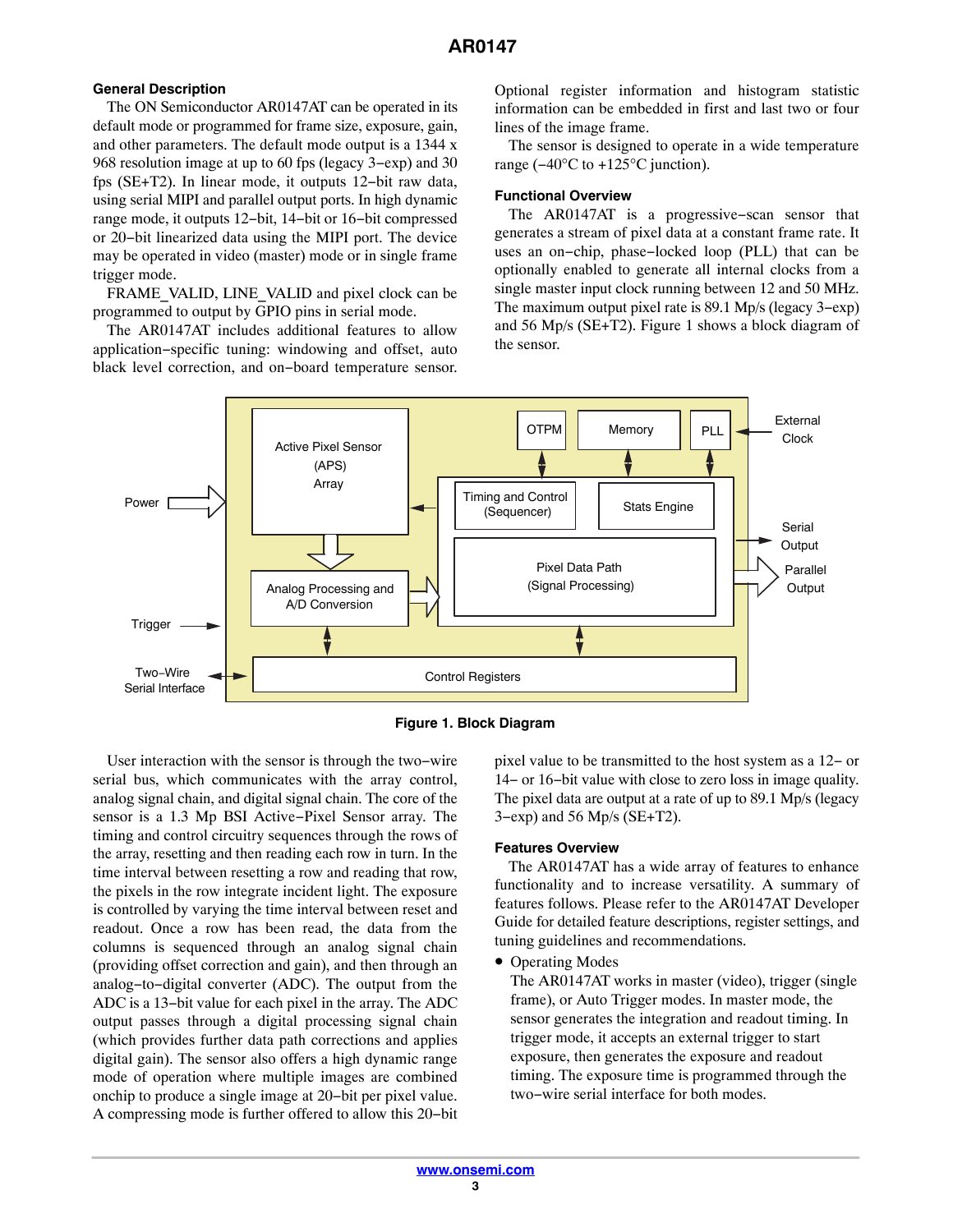## General Description

The ON Semiconductor AR0147AT can be operated in its default mode or programmed for frame size, exposure, gain, and other parameters. The default mode output is a 1344 x 968 resolution image at up to 60 fps (legacy 3−exp) and 30 fps (SE+T2). In linear mode, it outputs 12−bit raw data, using serial MIPI and parallel output ports. In high dynamic range mode, it outputs 12−bit, 14−bit or 16−bit compressed or 20−bit linearized data using the MIPI port. The device may be operated in video (master) mode or in single frame trigger mode.

FRAME_VALID, LINE_VALID and pixel clock can be programmed to output by GPIO pins in serial mode.

The AR0147AT includes additional features to allow application−specific tuning: windowing and offset, auto black level correction, and on−board temperature sensor. Optional register information and histogram statistic information can be embedded in first and last two or four lines of the image frame.

The sensor is designed to operate in a wide temperature range (−40°C to +125°C junction).

## Functional Overview

The AR0147AT is a progressive−scan sensor that generates a stream of pixel data at a constant frame rate. It uses an on−chip, phase−locked loop (PLL) that can be optionally enabled to generate all internal clocks from a single master input clock running between 12 and 50 MHz. The maximum output pixel rate is 89.1 Mp/s (legacy 3−exp) and 56 Mp/s (SE+T2). Figure 1 shows a block diagram of the sensor.

**Figure 1. Block Diagram**

User interaction with the sensor is through the two−wire serial bus, which communicates with the array control, analog signal chain, and digital signal chain. The core of the sensor is a 1.3 Mp BSI Active−Pixel Sensor array. The timing and control circuitry sequences through the rows of the array, resetting and then reading each row in turn. In the time interval between resetting a row and reading that row, the pixels in the row integrate incident light. The exposure is controlled by varying the time interval between reset and readout. Once a row has been read, the data from the columns is sequenced through an analog signal chain (providing offset correction and gain), and then through an analog−to−digital converter (ADC). The output from the ADC is a 13−bit value for each pixel in the array. The ADC output passes through a digital processing signal chain (which provides further data path corrections and applies digital gain). The sensor also offers a high dynamic range mode of operation where multiple images are combined onchip to produce a single image at 20−bit per pixel value. A compressing mode is further offered to allow this 20−bit pixel value to be transmitted to the host system as a 12− or 14− or 16−bit value with close to zero loss in image quality. The pixel data are output at a rate of up to 89.1 Mp/s (legacy 3−exp) and 56 Mp/s (SE+T2).

## Features Overview

The AR0147AT has a wide array of features to enhance functionality and to increase versatility. A summary of features follows. Please refer to the AR0147AT Developer Guide for detailed feature descriptions, register settings, and tuning guidelines and recommendations.

- Operating Modes

  The AR0147AT works in master (video), trigger (single frame), or Auto Trigger modes. In master mode, the sensor generates the integration and readout timing. In trigger mode, it accepts an external trigger to start exposure, then generates the exposure and readout timing. The exposure time is programmed through the two−wire serial interface for both modes.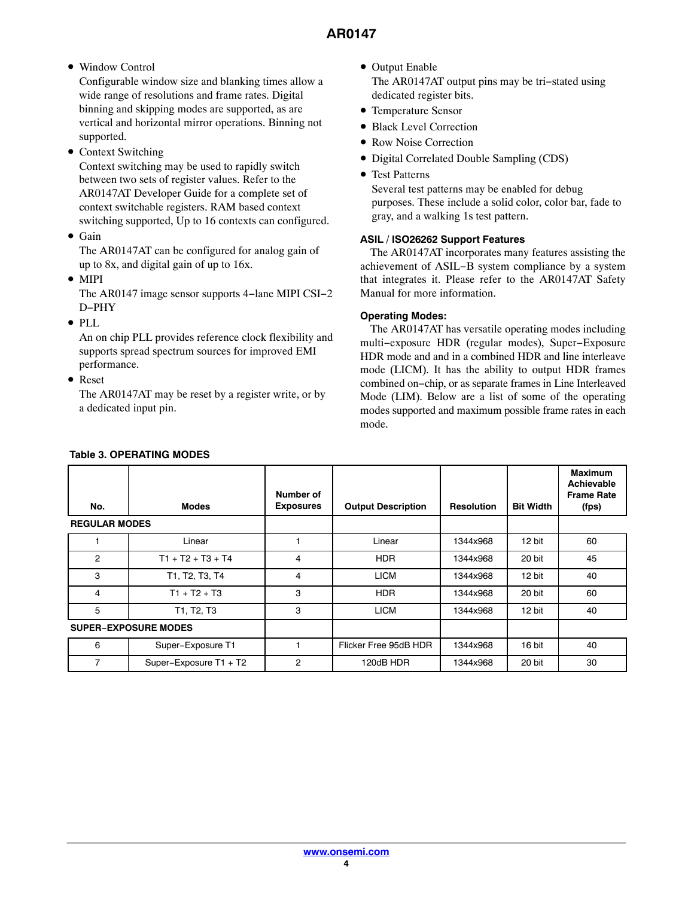- Window Control
  Configurable window size and blanking times allow a wide range of resolutions and frame rates. Digital binning and skipping modes are supported, as are vertical and horizontal mirror operations. Binning not supported.
- Context Switching
  Context switching may be used to rapidly switch between two sets of register values. Refer to the AR0147AT Developer Guide for a complete set of context switchable registers. RAM based context switching supported, Up to 16 contexts can configured.
- Gain
  The AR0147AT can be configured for analog gain of up to 8x, and digital gain of up to 16x.
- MIPI
  The AR0147 image sensor supports 4−lane MIPI CSI−2 D−PHY
- PLL
  An on chip PLL provides reference clock flexibility and supports spread spectrum sources for improved EMI performance.
- Reset
  The AR0147AT may be reset by a register write, or by a dedicated input pin.
- Output Enable
  The AR0147AT output pins may be tri−stated using dedicated register bits.
- Temperature Sensor
- Black Level Correction
- Row Noise Correction
- Digital Correlated Double Sampling (CDS)
- Test Patterns
  Several test patterns may be enabled for debug purposes. These include a solid color, color bar, fade to gray, and a walking 1s test pattern.

### ASIL / ISO26262 Support Features

The AR0147AT incorporates many features assisting the achievement of ASIL−B system compliance by a system that integrates it. Please refer to the AR0147AT Safety Manual for more information.

### Operating Modes:

The AR0147AT has versatile operating modes including multi−exposure HDR (regular modes), Super−Exposure HDR mode and and in a combined HDR and line interleave mode (LICM). It has the ability to output HDR frames combined on−chip, or as separate frames in Line Interleaved Mode (LIM). Below are a list of some of the operating modes supported and maximum possible frame rates in each mode.

**Table 3. OPERATING MODES**

| No. | Modes | Number of Exposures | Output Description | Resolution | Bit Width | Maximum Achievable Frame Rate (fps) |
|---|---|---|---|---|---|---|
| **REGULAR MODES** | | | | | | |
| 1 | Linear | 1 | Linear | 1344x968 | 12 bit | 60 |
| 2 | T1 + T2 + T3 + T4 | 4 | HDR | 1344x968 | 20 bit | 45 |
| 3 | T1, T2, T3, T4 | 4 | LICM | 1344x968 | 12 bit | 40 |
| 4 | T1 + T2 + T3 | 3 | HDR | 1344x968 | 20 bit | 60 |
| 5 | T1, T2, T3 | 3 | LICM | 1344x968 | 12 bit | 40 |
| **SUPER−EXPOSURE MODES** | | | | | | |
| 6 | Super−Exposure T1 | 1 | Flicker Free 95dB HDR | 1344x968 | 16 bit | 40 |
| 7 | Super−Exposure T1 + T2 | 2 | 120dB HDR | 1344x968 | 20 bit | 30 |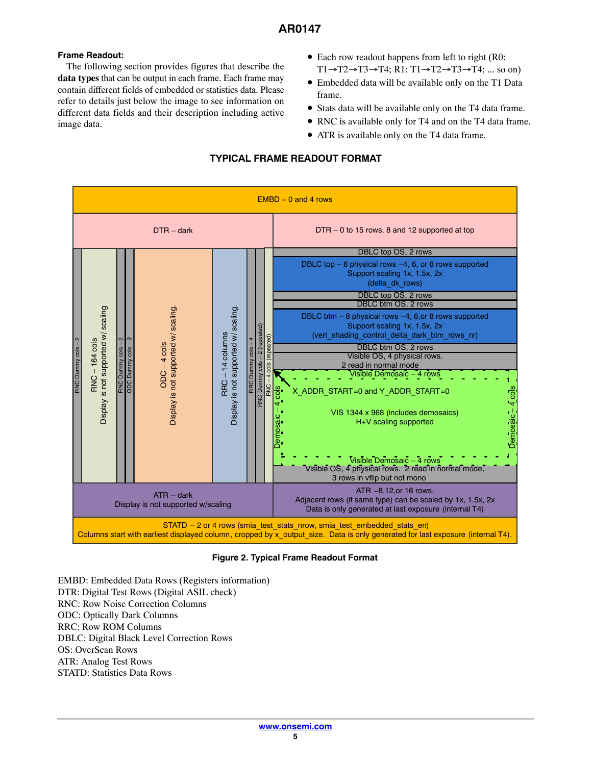### Frame Readout:

The following section provides figures that describe the **data types** that can be output in each frame. Each frame may contain different fields of embedded or statistics data. Please refer to details just below the image to see information on different data fields and their description including active image data.

- Each row readout happens from left to right (R0: T1→T2→T3→T4; R1: T1→T2→T3→T4; ... so on)
- Embedded data will be available only on the T1 Data frame.
- Stats data will be available only on the T4 data frame.
- RNC is available only for T4 and on the T4 data frame.
- ATR is available only on the T4 data frame.

#### TYPICAL FRAME READOUT FORMAT

EMBD – 0 and 4 rows

DTR – dark | DTR – 0 to 15 rows, 8 and 12 supported at top

RNC Dummy cols – 2 | RNC – 164 cols, Display is not supported w/ scaling | RNC Dummy cols – 2 | ODC Dummy cols – 2 | ODC – 4 cols, Display is not supported w/ scaling. | RRC – 14 columns, Display is not supported w/ scaling. | RRC Dummy cols – 4 | RNC Dummy cols – 2 (repeated) | RNC – 4 cols (repeated)

DBLC top OS, 2 rows

DBLC top – 8 physical rows –4, 6, or 8 rows supported
Support scaling 1x, 1.5x, 2x
(delta_dk_rows)

DBLC top OS, 2 rows

DBLC btm OS, 2 rows

DBLC btm – 8 physical rows –4, 6,or 8 rows supported
Support scaling 1x, 1.5x, 2x
(vert_shading_control_delta_dark_btm_rows_nr)

DBLC btm OS, 2 rows

Visible OS, 4 physical rows.
2 read in normal mode

Visible Demosaic – 4 rows

Demosaic – 4 cols | X_ADDR_START=0 and Y_ADDR_START=0

VIS 1344 x 968 (includes demosaics)
H+V scaling supported | Demosaic – 4 cols

Visible Demosaic – 4 rows

Visible OS, 4 physical rows. 2 read in normal mode,
3 rows in vflip but not mono

ATR – dark
Display is not supported w/scaling | ATR –8,12,or 16 rows.
Adjacent rows (if same type) can be scaled by 1x, 1.5x, 2x
Data is only generated at last exposure (internal T4)

STATD – 2 or 4 rows (smia_test_stats_nrow, smia_test_embedded_stats_en)
Columns start with earliest displayed column, cropped by x_output_size. Data is only generated for last exposure (internal T4).

**Figure 2. Typical Frame Readout Format**

EMBD: Embedded Data Rows (Registers information)
DTR: Digital Test Rows (Digital ASIL check)
RNC: Row Noise Correction Columns
ODC: Optically Dark Columns
RRC: Row ROM Columns
DBLC: Digital Black Level Correction Rows
OS: OverScan Rows
ATR: Analog Test Rows
STATD: Statistics Data Rows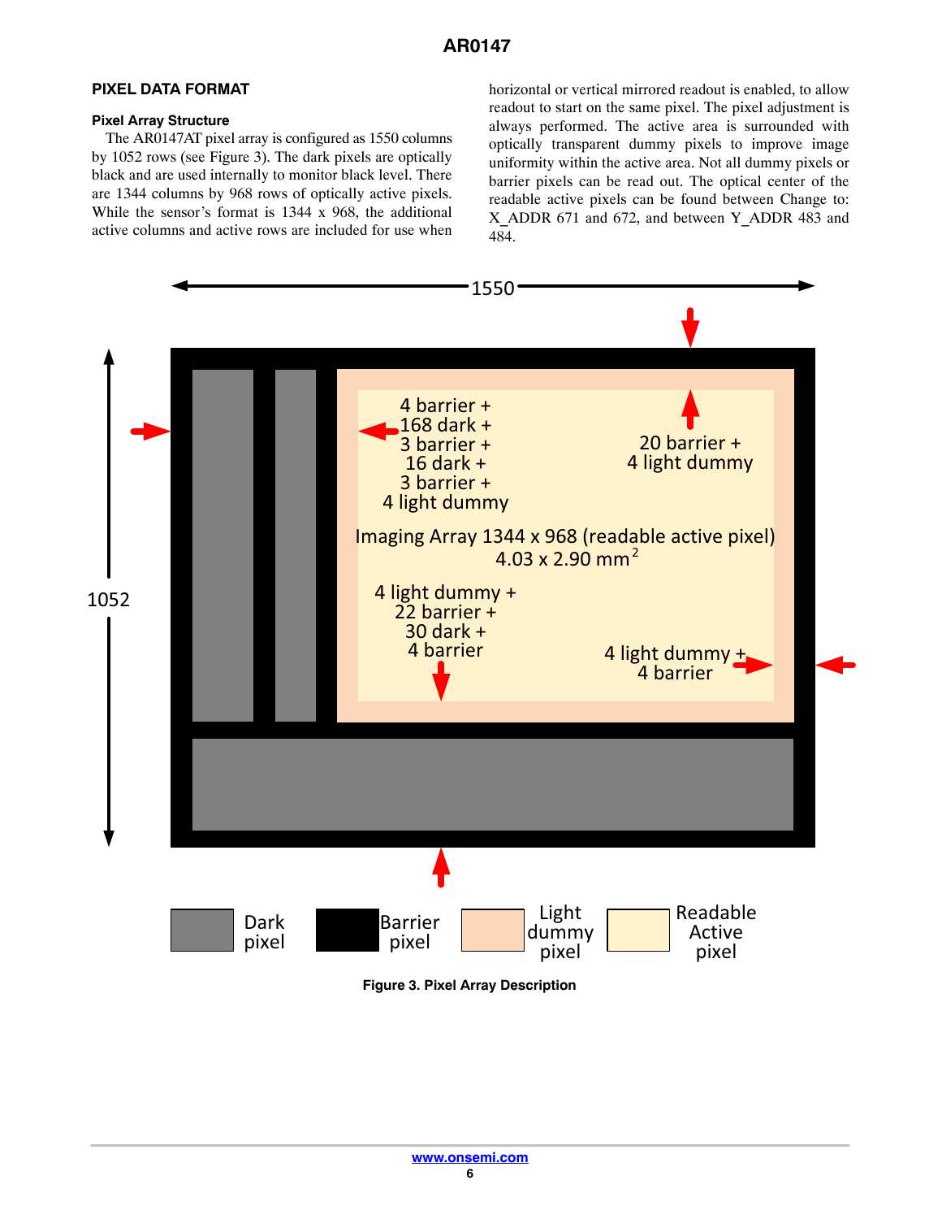## PIXEL DATA FORMAT

### Pixel Array Structure

The AR0147AT pixel array is configured as 1550 columns by 1052 rows (see Figure 3). The dark pixels are optically black and are used internally to monitor black level. There are 1344 columns by 968 rows of optically active pixels. While the sensor's format is 1344 x 968, the additional active columns and active rows are included for use when horizontal or vertical mirrored readout is enabled, to allow readout to start on the same pixel. The pixel adjustment is always performed. The active area is surrounded with optically transparent dummy pixels to improve image uniformity within the active area. Not all dummy pixels or barrier pixels can be read out. The optical center of the readable active pixels can be found between Change to: X_ADDR 671 and 672, and between Y_ADDR 483 and 484.

1550

1052

4 barrier +
168 dark +
3 barrier +
16 dark +
3 barrier +
4 light dummy

20 barrier +
4 light dummy

Imaging Array 1344 x 968 (readable active pixel)
4.03 x 2.90 mm$^2$

4 light dummy +
22 barrier +
30 dark +
4 barrier

4 light dummy +
4 barrier

Dark pixel | Barrier pixel | Light dummy pixel | Readable Active pixel

**Figure 3. Pixel Array Description**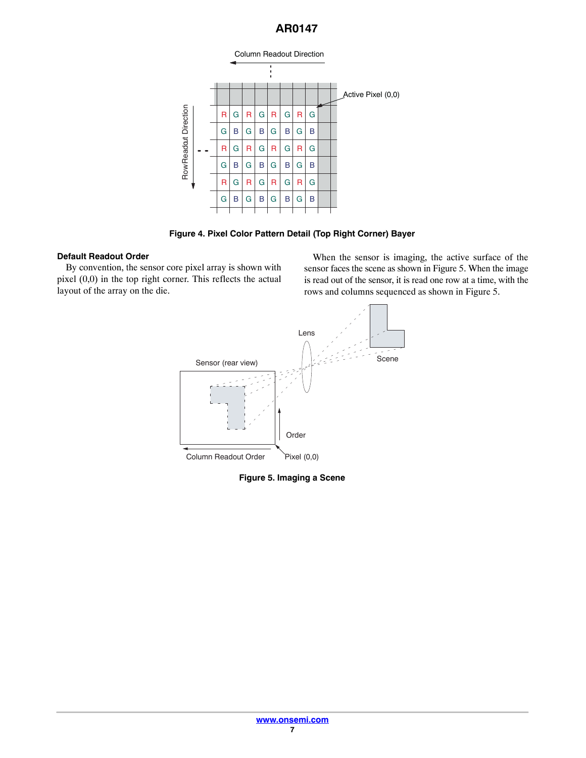Figure 4. Pixel Color Pattern Detail (Top Right Corner) Bayer

### Default Readout Order

By convention, the sensor core pixel array is shown with pixel (0,0) in the top right corner. This reflects the actual layout of the array on the die.

When the sensor is imaging, the active surface of the sensor faces the scene as shown in Figure 5. When the image is read out of the sensor, it is read one row at a time, with the rows and columns sequenced as shown in Figure 5.

Figure 5. Imaging a Scene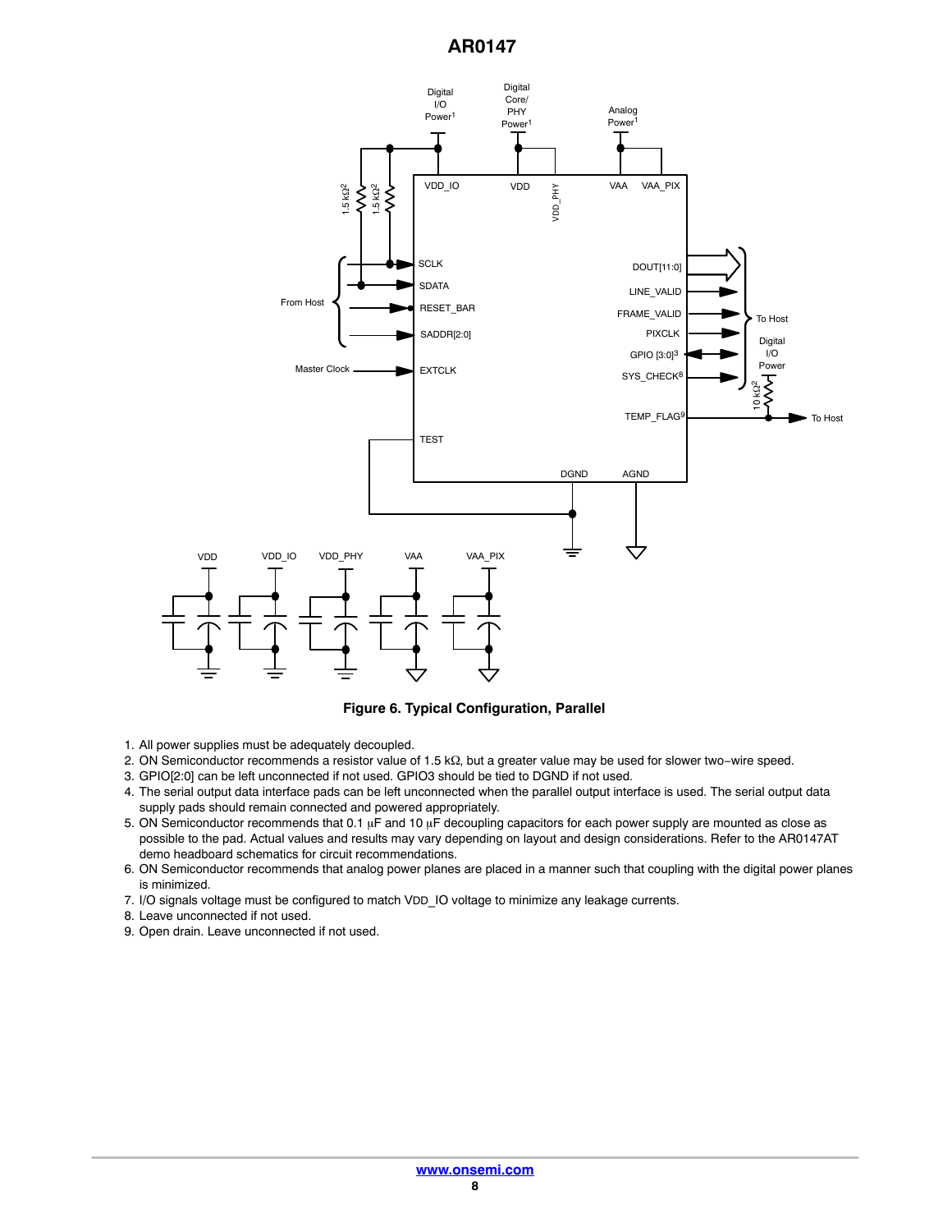**Figure 6. Typical Configuration, Parallel**

1. All power supplies must be adequately decoupled.
2. ON Semiconductor recommends a resistor value of 1.5 kΩ, but a greater value may be used for slower two−wire speed.
3. GPIO[2:0] can be left unconnected if not used. GPIO3 should be tied to DGND if not used.
4. The serial output data interface pads can be left unconnected when the parallel output interface is used. The serial output data supply pads should remain connected and powered appropriately.
5. ON Semiconductor recommends that 0.1 μF and 10 μF decoupling capacitors for each power supply are mounted as close as possible to the pad. Actual values and results may vary depending on layout and design considerations. Refer to the AR0147AT demo headboard schematics for circuit recommendations.
6. ON Semiconductor recommends that analog power planes are placed in a manner such that coupling with the digital power planes is minimized.
7. I/O signals voltage must be configured to match $V_{DD}$_IO voltage to minimize any leakage currents.
8. Leave unconnected if not used.
9. Open drain. Leave unconnected if not used.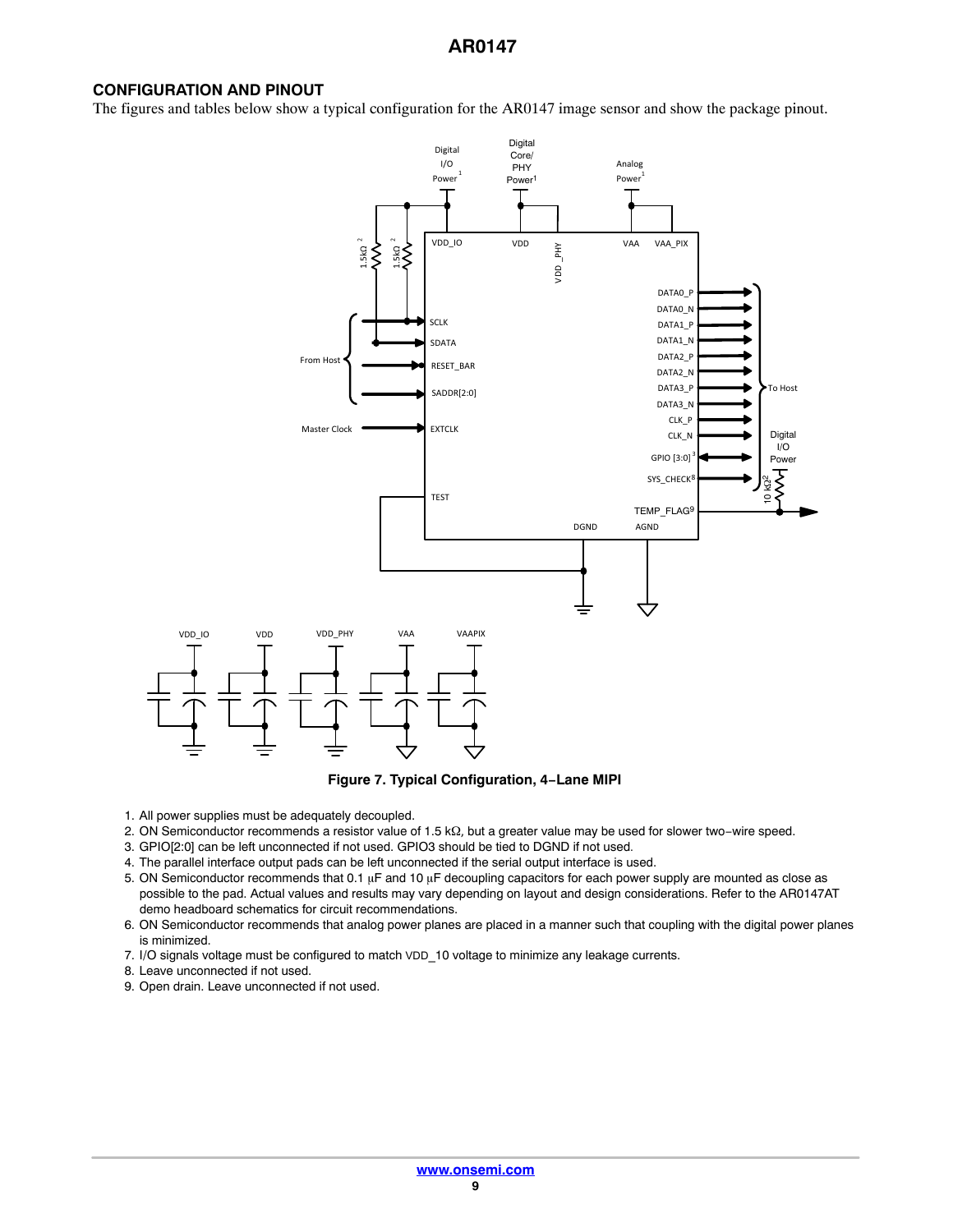## CONFIGURATION AND PINOUT

The figures and tables below show a typical configuration for the AR0147 image sensor and show the package pinout.

Figure 7. Typical Configuration, 4−Lane MIPI

1. All power supplies must be adequately decoupled.
2. ON Semiconductor recommends a resistor value of 1.5 kΩ, but a greater value may be used for slower two−wire speed.
3. GPIO[2:0] can be left unconnected if not used. GPIO3 should be tied to DGND if not used.
4. The parallel interface output pads can be left unconnected if the serial output interface is used.
5. ON Semiconductor recommends that 0.1 μF and 10 μF decoupling capacitors for each power supply are mounted as close as possible to the pad. Actual values and results may vary depending on layout and design considerations. Refer to the AR0147AT demo headboard schematics for circuit recommendations.
6. ON Semiconductor recommends that analog power planes are placed in a manner such that coupling with the digital power planes is minimized.
7. I/O signals voltage must be configured to match VDD_10 voltage to minimize any leakage currents.
8. Leave unconnected if not used.
9. Open drain. Leave unconnected if not used.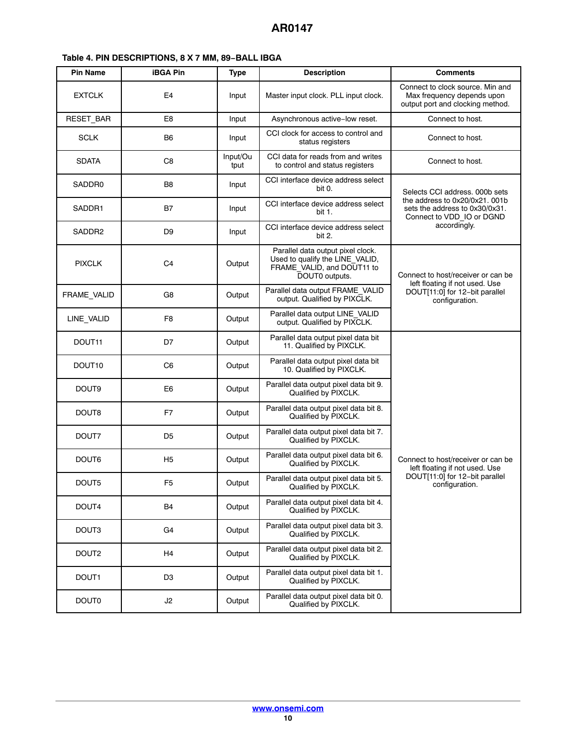**Table 4. PIN DESCRIPTIONS, 8 X 7 MM, 89−BALL IBGA**

| Pin Name | iBGA Pin | Type | Description | Comments |
| --- | --- | --- | --- | --- |
| EXTCLK | E4 | Input | Master input clock. PLL input clock. | Connect to clock source. Min and Max frequency depends upon output port and clocking method. |
| RESET_BAR | E8 | Input | Asynchronous active−low reset. | Connect to host. |
| SCLK | B6 | Input | CCI clock for access to control and status registers | Connect to host. |
| SDATA | C8 | Input/Output | CCI data for reads from and writes to control and status registers | Connect to host. |
| SADDR0 | B8 | Input | CCI interface device address select bit 0. | Selects CCI address. 000b sets the address to 0x20/0x21. 001b sets the address to 0x30/0x31. Connect to VDD_IO or DGND accordingly. |
| SADDR1 | B7 | Input | CCI interface device address select bit 1. | |
| SADDR2 | D9 | Input | CCI interface device address select bit 2. | |
| PIXCLK | C4 | Output | Parallel data output pixel clock. Used to qualify the LINE_VALID, FRAME_VALID, and DOUT11 to DOUT0 outputs. | Connect to host/receiver or can be left floating if not used. Use DOUT[11:0] for 12−bit parallel configuration. |
| FRAME_VALID | G8 | Output | Parallel data output FRAME_VALID output. Qualified by PIXCLK. | |
| LINE_VALID | F8 | Output | Parallel data output LINE_VALID output. Qualified by PIXCLK. | |
| DOUT11 | D7 | Output | Parallel data output pixel data bit 11. Qualified by PIXCLK. | Connect to host/receiver or can be left floating if not used. Use DOUT[11:0] for 12−bit parallel configuration. |
| DOUT10 | C6 | Output | Parallel data output pixel data bit 10. Qualified by PIXCLK. | |
| DOUT9 | E6 | Output | Parallel data output pixel data bit 9. Qualified by PIXCLK. | |
| DOUT8 | F7 | Output | Parallel data output pixel data bit 8. Qualified by PIXCLK. | |
| DOUT7 | D5 | Output | Parallel data output pixel data bit 7. Qualified by PIXCLK. | |
| DOUT6 | H5 | Output | Parallel data output pixel data bit 6. Qualified by PIXCLK. | |
| DOUT5 | F5 | Output | Parallel data output pixel data bit 5. Qualified by PIXCLK. | |
| DOUT4 | B4 | Output | Parallel data output pixel data bit 4. Qualified by PIXCLK. | |
| DOUT3 | G4 | Output | Parallel data output pixel data bit 3. Qualified by PIXCLK. | |
| DOUT2 | H4 | Output | Parallel data output pixel data bit 2. Qualified by PIXCLK. | |
| DOUT1 | D3 | Output | Parallel data output pixel data bit 1. Qualified by PIXCLK. | |
| DOUT0 | J2 | Output | Parallel data output pixel data bit 0. Qualified by PIXCLK. | |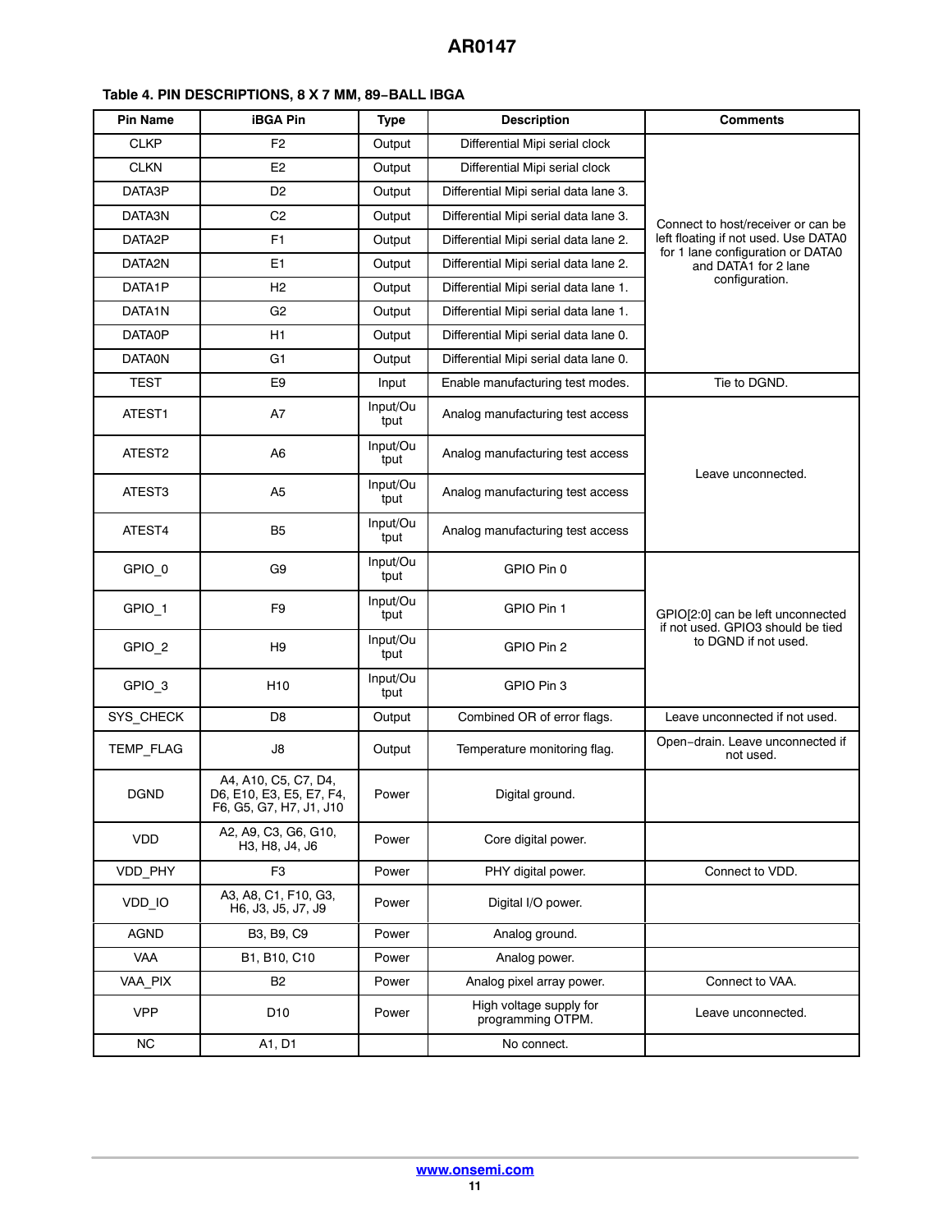**Table 4. PIN DESCRIPTIONS, 8 X 7 MM, 89−BALL IBGA**

| Pin Name | iBGA Pin | Type | Description | Comments |
| --- | --- | --- | --- | --- |
| CLKP | F2 | Output | Differential Mipi serial clock | Connect to host/receiver or can be left floating if not used. Use DATA0 for 1 lane configuration or DATA0 and DATA1 for 2 lane configuration. |
| CLKN | E2 | Output | Differential Mipi serial clock | |
| DATA3P | D2 | Output | Differential Mipi serial data lane 3. | |
| DATA3N | C2 | Output | Differential Mipi serial data lane 3. | |
| DATA2P | F1 | Output | Differential Mipi serial data lane 2. | |
| DATA2N | E1 | Output | Differential Mipi serial data lane 2. | |
| DATA1P | H2 | Output | Differential Mipi serial data lane 1. | |
| DATA1N | G2 | Output | Differential Mipi serial data lane 1. | |
| DATA0P | H1 | Output | Differential Mipi serial data lane 0. | |
| DATA0N | G1 | Output | Differential Mipi serial data lane 0. | |
| TEST | E9 | Input | Enable manufacturing test modes. | Tie to DGND. |
| ATEST1 | A7 | Input/Output | Analog manufacturing test access | Leave unconnected. |
| ATEST2 | A6 | Input/Output | Analog manufacturing test access | |
| ATEST3 | A5 | Input/Output | Analog manufacturing test access | |
| ATEST4 | B5 | Input/Output | Analog manufacturing test access | |
| GPIO_0 | G9 | Input/Output | GPIO Pin 0 | GPIO[2:0] can be left unconnected if not used. GPIO3 should be tied to DGND if not used. |
| GPIO_1 | F9 | Input/Output | GPIO Pin 1 | |
| GPIO_2 | H9 | Input/Output | GPIO Pin 2 | |
| GPIO_3 | H10 | Input/Output | GPIO Pin 3 | |
| SYS_CHECK | D8 | Output | Combined OR of error flags. | Leave unconnected if not used. |
| TEMP_FLAG | J8 | Output | Temperature monitoring flag. | Open−drain. Leave unconnected if not used. |
| DGND | A4, A10, C5, C7, D4, D6, E10, E3, E5, E7, F4, F6, G5, G7, H7, J1, J10 | Power | Digital ground. | |
| VDD | A2, A9, C3, G6, G10, H3, H8, J4, J6 | Power | Core digital power. | |
| VDD_PHY | F3 | Power | PHY digital power. | Connect to VDD. |
| VDD_IO | A3, A8, C1, F10, G3, H6, J3, J5, J7, J9 | Power | Digital I/O power. | |
| AGND | B3, B9, C9 | Power | Analog ground. | |
| VAA | B1, B10, C10 | Power | Analog power. | |
| VAA_PIX | B2 | Power | Analog pixel array power. | Connect to VAA. |
| VPP | D10 | Power | High voltage supply for programming OTPM. | Leave unconnected. |
| NC | A1, D1 | | No connect. | |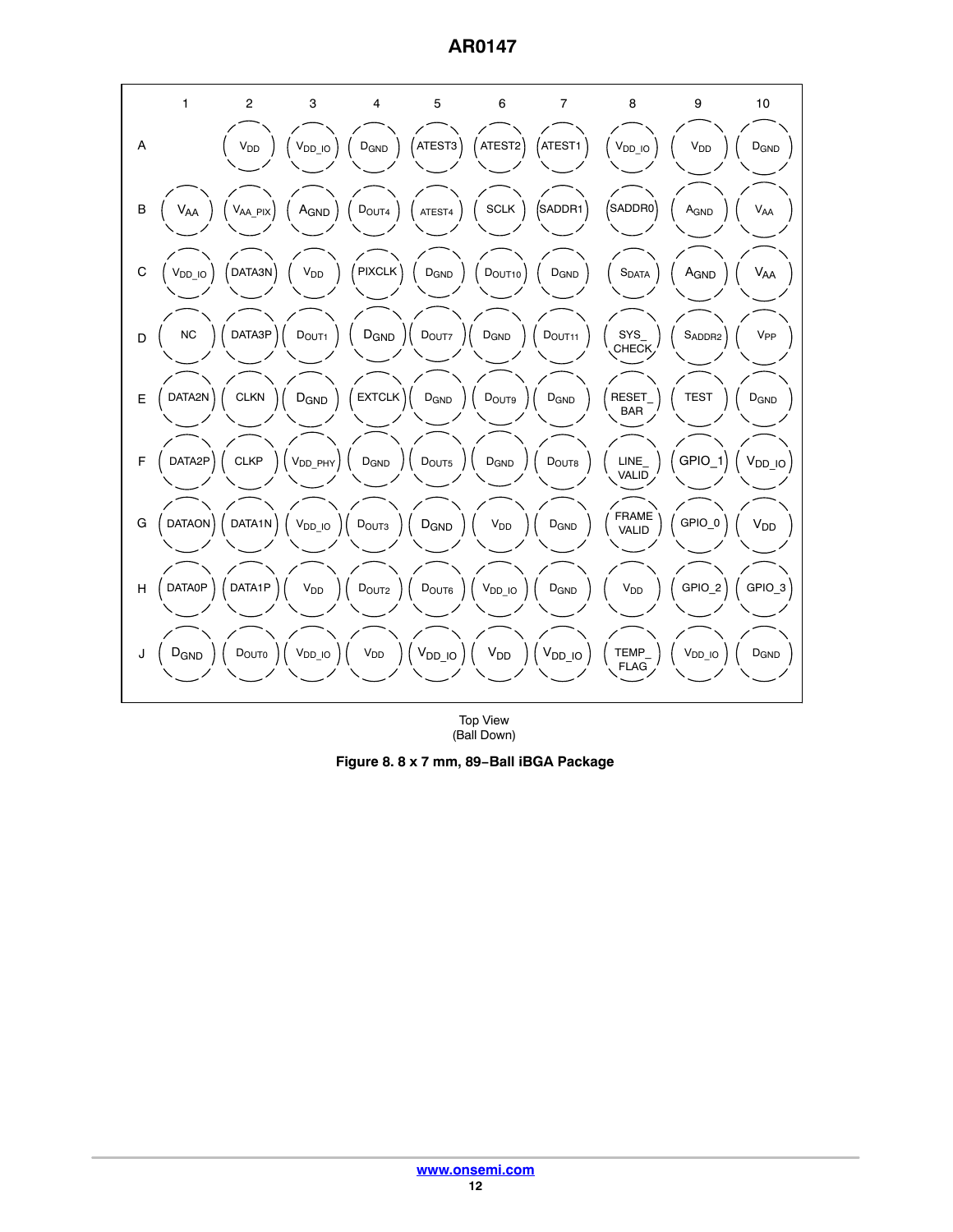|   | 1 | 2 | 3 | 4 | 5 | 6 | 7 | 8 | 9 | 10 |
|---|---|---|---|---|---|---|---|---|---|---|
| A |   | $V_{DD}$ | $V_{DD\_IO}$ | $D_{GND}$ | ATEST3 | ATEST2 | ATEST1 | $V_{DD\_IO}$ | $V_{DD}$ | $D_{GND}$ |
| B | $V_{AA}$ | $V_{AA\_PIX}$ | $A_{GND}$ | $D_{OUT4}$ | ATEST4 | SCLK | SADDR1 | SADDR0 | $A_{GND}$ | $V_{AA}$ |
| C | $V_{DD\_IO}$ | DATA3N | $V_{DD}$ | PIXCLK | $D_{GND}$ | $D_{OUT10}$ | $D_{GND}$ | $S_{DATA}$ | $A_{GND}$ | $V_{AA}$ |
| D | NC | DATA3P | $D_{OUT1}$ | $D_{GND}$ | $D_{OUT7}$ | $D_{GND}$ | $D_{OUT11}$ | SYS_CHECK | $S_{ADDR2}$ | $V_{PP}$ |
| E | DATA2N | CLKN | $D_{GND}$ | EXTCLK | $D_{GND}$ | $D_{OUT9}$ | $D_{GND}$ | RESET_BAR | TEST | $D_{GND}$ |
| F | DATA2P | CLKP | $V_{DD\_PHY}$ | $D_{GND}$ | $D_{OUT5}$ | $D_{GND}$ | $D_{OUT8}$ | LINE_VALID | GPIO_1 | $V_{DD\_IO}$ |
| G | DATA0N | DATA1N | $V_{DD\_IO}$ | $D_{OUT3}$ | $D_{GND}$ | $V_{DD}$ | $D_{GND}$ | FRAME VALID | GPIO_0 | $V_{DD}$ |
| H | DATA0P | DATA1P | $V_{DD}$ | $D_{OUT2}$ | $D_{OUT6}$ | $V_{DD\_IO}$ | $D_{GND}$ | $V_{DD}$ | GPIO_2 | GPIO_3 |
| J | $D_{GND}$ | $D_{OUT0}$ | $V_{DD\_IO}$ | $V_{DD}$ | $V_{DD\_IO}$ | $V_{DD}$ | $V_{DD\_IO}$ | TEMP_FLAG | $V_{DD\_IO}$ | $D_{GND}$ |

Top View
(Ball Down)

**Figure 8. 8 x 7 mm, 89−Ball iBGA Package**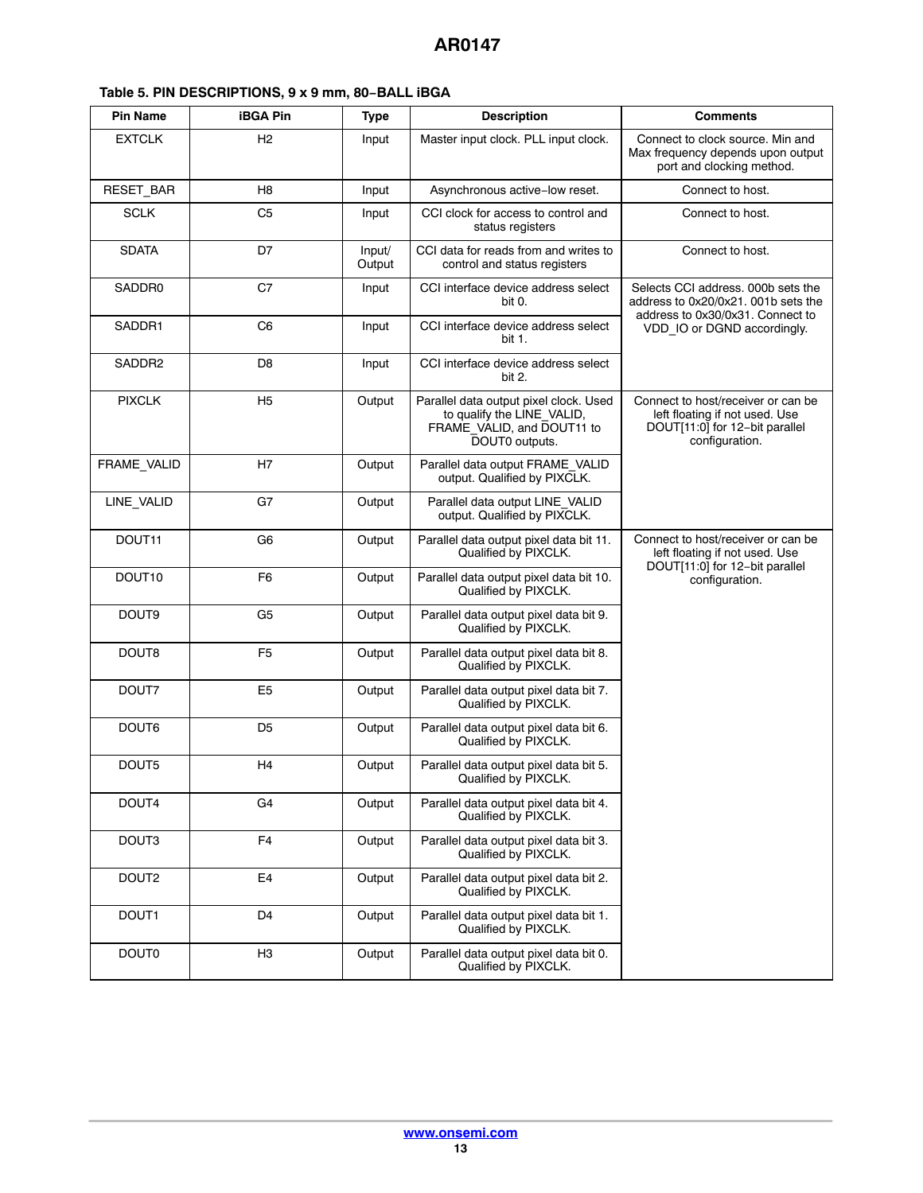**Table 5. PIN DESCRIPTIONS, 9 x 9 mm, 80−BALL iBGA**

| Pin Name | iBGA Pin | Type | Description | Comments |
|---|---|---|---|---|
| EXTCLK | H2 | Input | Master input clock. PLL input clock. | Connect to clock source. Min and Max frequency depends upon output port and clocking method. |
| RESET_BAR | H8 | Input | Asynchronous active−low reset. | Connect to host. |
| SCLK | C5 | Input | CCI clock for access to control and status registers | Connect to host. |
| SDATA | D7 | Input/ Output | CCI data for reads from and writes to control and status registers | Connect to host. |
| SADDR0 | C7 | Input | CCI interface device address select bit 0. | Selects CCI address. 000b sets the address to 0x20/0x21. 001b sets the address to 0x30/0x31. Connect to VDD_IO or DGND accordingly. |
| SADDR1 | C6 | Input | CCI interface device address select bit 1. | |
| SADDR2 | D8 | Input | CCI interface device address select bit 2. | |
| PIXCLK | H5 | Output | Parallel data output pixel clock. Used to qualify the LINE_VALID, FRAME_VALID, and DOUT11 to DOUT0 outputs. | Connect to host/receiver or can be left floating if not used. Use DOUT[11:0] for 12−bit parallel configuration. |
| FRAME_VALID | H7 | Output | Parallel data output FRAME_VALID output. Qualified by PIXCLK. | |
| LINE_VALID | G7 | Output | Parallel data output LINE_VALID output. Qualified by PIXCLK. | |
| DOUT11 | G6 | Output | Parallel data output pixel data bit 11. Qualified by PIXCLK. | Connect to host/receiver or can be left floating if not used. Use DOUT[11:0] for 12−bit parallel configuration. |
| DOUT10 | F6 | Output | Parallel data output pixel data bit 10. Qualified by PIXCLK. | |
| DOUT9 | G5 | Output | Parallel data output pixel data bit 9. Qualified by PIXCLK. | |
| DOUT8 | F5 | Output | Parallel data output pixel data bit 8. Qualified by PIXCLK. | |
| DOUT7 | E5 | Output | Parallel data output pixel data bit 7. Qualified by PIXCLK. | |
| DOUT6 | D5 | Output | Parallel data output pixel data bit 6. Qualified by PIXCLK. | |
| DOUT5 | H4 | Output | Parallel data output pixel data bit 5. Qualified by PIXCLK. | |
| DOUT4 | G4 | Output | Parallel data output pixel data bit 4. Qualified by PIXCLK. | |
| DOUT3 | F4 | Output | Parallel data output pixel data bit 3. Qualified by PIXCLK. | |
| DOUT2 | E4 | Output | Parallel data output pixel data bit 2. Qualified by PIXCLK. | |
| DOUT1 | D4 | Output | Parallel data output pixel data bit 1. Qualified by PIXCLK. | |
| DOUT0 | H3 | Output | Parallel data output pixel data bit 0. Qualified by PIXCLK. | |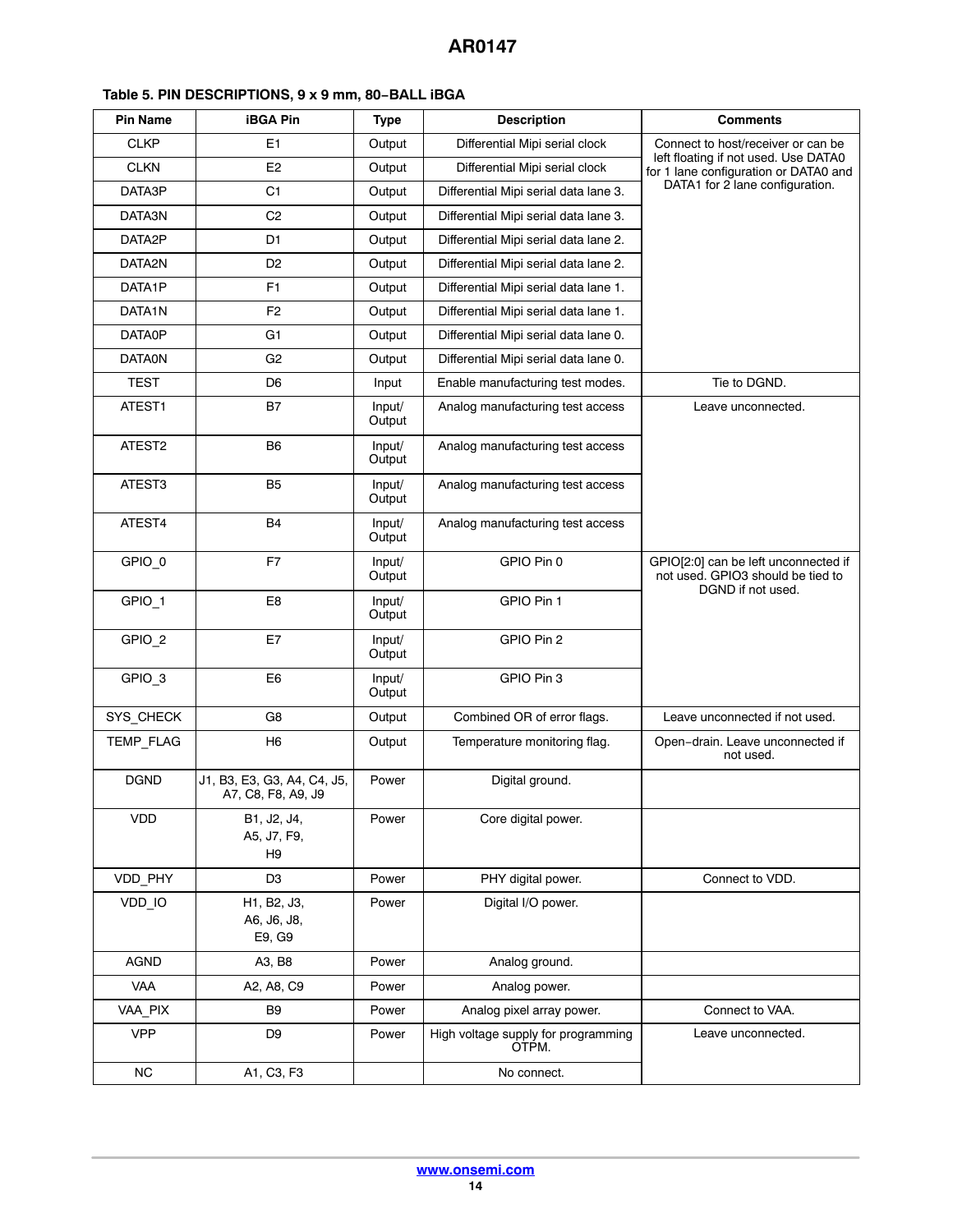**Table 5. PIN DESCRIPTIONS, 9 x 9 mm, 80−BALL iBGA**

| Pin Name | iBGA Pin | Type | Description | Comments |
|---|---|---|---|---|
| CLKP | E1 | Output | Differential Mipi serial clock | Connect to host/receiver or can be left floating if not used. Use DATA0 for 1 lane configuration or DATA0 and DATA1 for 2 lane configuration. |
| CLKN | E2 | Output | Differential Mipi serial clock | |
| DATA3P | C1 | Output | Differential Mipi serial data lane 3. | |
| DATA3N | C2 | Output | Differential Mipi serial data lane 3. | |
| DATA2P | D1 | Output | Differential Mipi serial data lane 2. | |
| DATA2N | D2 | Output | Differential Mipi serial data lane 2. | |
| DATA1P | F1 | Output | Differential Mipi serial data lane 1. | |
| DATA1N | F2 | Output | Differential Mipi serial data lane 1. | |
| DATA0P | G1 | Output | Differential Mipi serial data lane 0. | |
| DATA0N | G2 | Output | Differential Mipi serial data lane 0. | |
| TEST | D6 | Input | Enable manufacturing test modes. | Tie to DGND. |
| ATEST1 | B7 | Input/ Output | Analog manufacturing test access | Leave unconnected. |
| ATEST2 | B6 | Input/ Output | Analog manufacturing test access | |
| ATEST3 | B5 | Input/ Output | Analog manufacturing test access | |
| ATEST4 | B4 | Input/ Output | Analog manufacturing test access | |
| GPIO_0 | F7 | Input/ Output | GPIO Pin 0 | GPIO[2:0] can be left unconnected if not used. GPIO3 should be tied to DGND if not used. |
| GPIO_1 | E8 | Input/ Output | GPIO Pin 1 | |
| GPIO_2 | E7 | Input/ Output | GPIO Pin 2 | |
| GPIO_3 | E6 | Input/ Output | GPIO Pin 3 | |
| SYS_CHECK | G8 | Output | Combined OR of error flags. | Leave unconnected if not used. |
| TEMP_FLAG | H6 | Output | Temperature monitoring flag. | Open−drain. Leave unconnected if not used. |
| DGND | J1, B3, E3, G3, A4, C4, J5, A7, C8, F8, A9, J9 | Power | Digital ground. | |
| VDD | B1, J2, J4, A5, J7, F9, H9 | Power | Core digital power. | |
| VDD_PHY | D3 | Power | PHY digital power. | Connect to VDD. |
| VDD_IO | H1, B2, J3, A6, J6, J8, E9, G9 | Power | Digital I/O power. | |
| AGND | A3, B8 | Power | Analog ground. | |
| VAA | A2, A8, C9 | Power | Analog power. | |
| VAA_PIX | B9 | Power | Analog pixel array power. | Connect to VAA. |
| VPP | D9 | Power | High voltage supply for programming OTPM. | Leave unconnected. |
| NC | A1, C3, F3 | | No connect. | |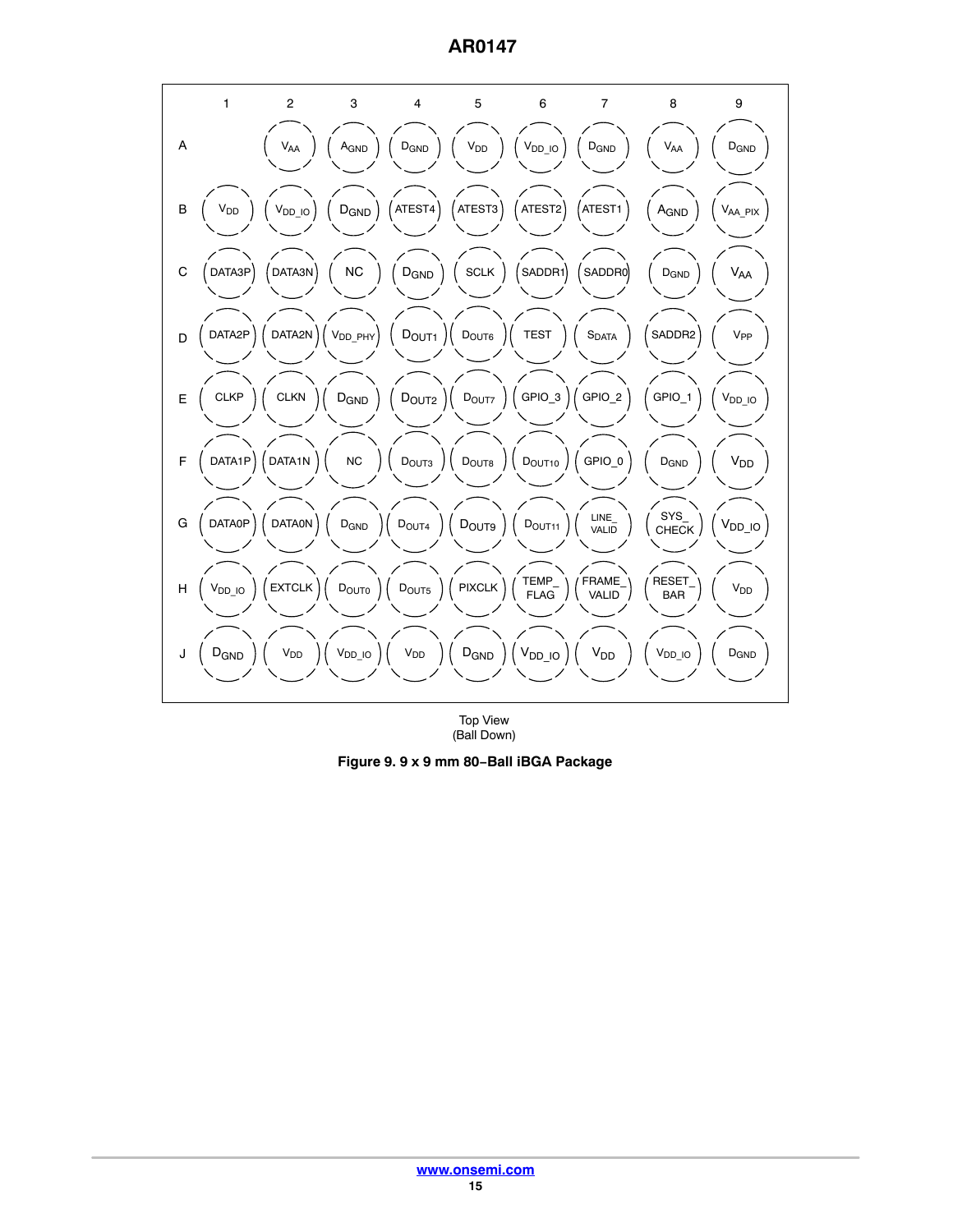| | 1 | 2 | 3 | 4 | 5 | 6 | 7 | 8 | 9 |
|---|---|---|---|---|---|---|---|---|---|
| A | | $V_{AA}$ | $A_{GND}$ | $D_{GND}$ | $V_{DD}$ | $V_{DD\_IO}$ | $D_{GND}$ | $V_{AA}$ | $D_{GND}$ |
| B | $V_{DD}$ | $V_{DD\_IO}$ | $D_{GND}$ | ATEST4 | ATEST3 | ATEST2 | ATEST1 | $A_{GND}$ | $V_{AA\_PIX}$ |
| C | DATA3P | DATA3N | NC | $D_{GND}$ | SCLK | SADDR1 | SADDR0 | $D_{GND}$ | $V_{AA}$ |
| D | DATA2P | DATA2N | $V_{DD\_PHY}$ | $D_{OUT1}$ | $D_{OUT6}$ | TEST | $S_{DATA}$ | SADDR2 | $V_{PP}$ |
| E | CLKP | CLKN | $D_{GND}$ | $D_{OUT2}$ | $D_{OUT7}$ | GPIO_3 | GPIO_2 | GPIO_1 | $V_{DD\_IO}$ |
| F | DATA1P | DATA1N | NC | $D_{OUT3}$ | $D_{OUT8}$ | $D_{OUT10}$ | GPIO_0 | $D_{GND}$ | $V_{DD}$ |
| G | DATA0P | DATA0N | $D_{GND}$ | $D_{OUT4}$ | $D_{OUT9}$ | $D_{OUT11}$ | LINE_ VALID | SYS_ CHECK | $V_{DD\_IO}$ |
| H | $V_{DD\_IO}$ | EXTCLK | $D_{OUT0}$ | $D_{OUT5}$ | PIXCLK | TEMP_ FLAG | FRAME_ VALID | RESET_ BAR | $V_{DD}$ |
| J | $D_{GND}$ | $V_{DD}$ | $V_{DD\_IO}$ | $V_{DD}$ | $D_{GND}$ | $V_{DD\_IO}$ | $V_{DD}$ | $V_{DD\_IO}$ | $D_{GND}$ |

Top View
(Ball Down)

**Figure 9. 9 x 9 mm 80−Ball iBGA Package**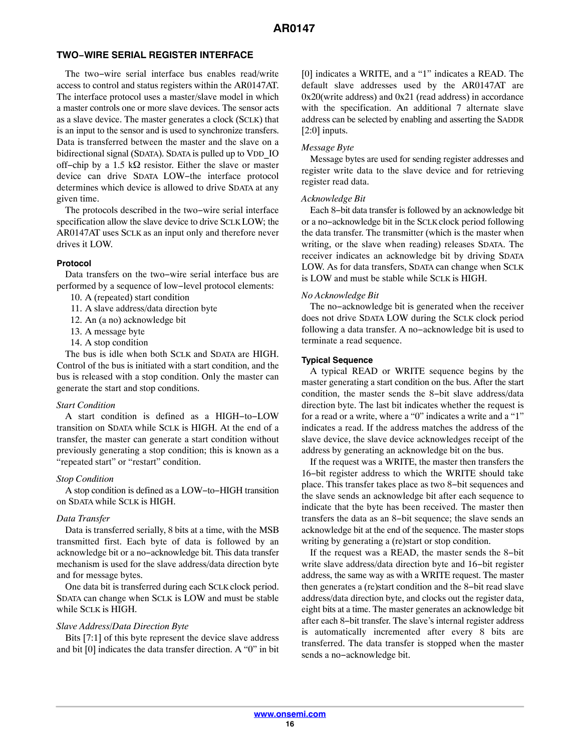## TWO−WIRE SERIAL REGISTER INTERFACE

The two−wire serial interface bus enables read/write access to control and status registers within the AR0147AT. The interface protocol uses a master/slave model in which a master controls one or more slave devices. The sensor acts as a slave device. The master generates a clock (SCLK) that is an input to the sensor and is used to synchronize transfers. Data is transferred between the master and the slave on a bidirectional signal (SDATA). SDATA is pulled up to VDD_IO off−chip by a 1.5 kΩ resistor. Either the slave or master device can drive SDATA LOW−the interface protocol determines which device is allowed to drive SDATA at any given time.

The protocols described in the two−wire serial interface specification allow the slave device to drive SCLK LOW; the AR0147AT uses SCLK as an input only and therefore never drives it LOW.

### Protocol

Data transfers on the two−wire serial interface bus are performed by a sequence of low−level protocol elements:

10. A (repeated) start condition
11. A slave address/data direction byte
12. An (a no) acknowledge bit
13. A message byte
14. A stop condition

The bus is idle when both SCLK and SDATA are HIGH. Control of the bus is initiated with a start condition, and the bus is released with a stop condition. Only the master can generate the start and stop conditions.

*Start Condition*

A start condition is defined as a HIGH−to−LOW transition on SDATA while SCLK is HIGH. At the end of a transfer, the master can generate a start condition without previously generating a stop condition; this is known as a "repeated start" or "restart" condition.

*Stop Condition*

A stop condition is defined as a LOW−to−HIGH transition on SDATA while SCLK is HIGH.

*Data Transfer*

Data is transferred serially, 8 bits at a time, with the MSB transmitted first. Each byte of data is followed by an acknowledge bit or a no−acknowledge bit. This data transfer mechanism is used for the slave address/data direction byte and for message bytes.

One data bit is transferred during each SCLK clock period. SDATA can change when SCLK is LOW and must be stable while SCLK is HIGH.

*Slave Address/Data Direction Byte*

Bits [7:1] of this byte represent the device slave address and bit [0] indicates the data transfer direction. A "0" in bit [0] indicates a WRITE, and a "1" indicates a READ. The default slave addresses used by the AR0147AT are 0x20(write address) and 0x21 (read address) in accordance with the specification. An additional 7 alternate slave address can be selected by enabling and asserting the SADDR [2:0] inputs.

*Message Byte*

Message bytes are used for sending register addresses and register write data to the slave device and for retrieving register read data.

*Acknowledge Bit*

Each 8−bit data transfer is followed by an acknowledge bit or a no−acknowledge bit in the SCLK clock period following the data transfer. The transmitter (which is the master when writing, or the slave when reading) releases SDATA. The receiver indicates an acknowledge bit by driving SDATA LOW. As for data transfers, SDATA can change when SCLK is LOW and must be stable while SCLK is HIGH.

*No Acknowledge Bit*

The no−acknowledge bit is generated when the receiver does not drive SDATA LOW during the SCLK clock period following a data transfer. A no−acknowledge bit is used to terminate a read sequence.

### Typical Sequence

A typical READ or WRITE sequence begins by the master generating a start condition on the bus. After the start condition, the master sends the 8−bit slave address/data direction byte. The last bit indicates whether the request is for a read or a write, where a "0" indicates a write and a "1" indicates a read. If the address matches the address of the slave device, the slave device acknowledges receipt of the address by generating an acknowledge bit on the bus.

If the request was a WRITE, the master then transfers the 16−bit register address to which the WRITE should take place. This transfer takes place as two 8−bit sequences and the slave sends an acknowledge bit after each sequence to indicate that the byte has been received. The master then transfers the data as an 8−bit sequence; the slave sends an acknowledge bit at the end of the sequence. The master stops writing by generating a (re)start or stop condition.

If the request was a READ, the master sends the 8−bit write slave address/data direction byte and 16−bit register address, the same way as with a WRITE request. The master then generates a (re)start condition and the 8−bit read slave address/data direction byte, and clocks out the register data, eight bits at a time. The master generates an acknowledge bit after each 8−bit transfer. The slave's internal register address is automatically incremented after every 8 bits are transferred. The data transfer is stopped when the master sends a no−acknowledge bit.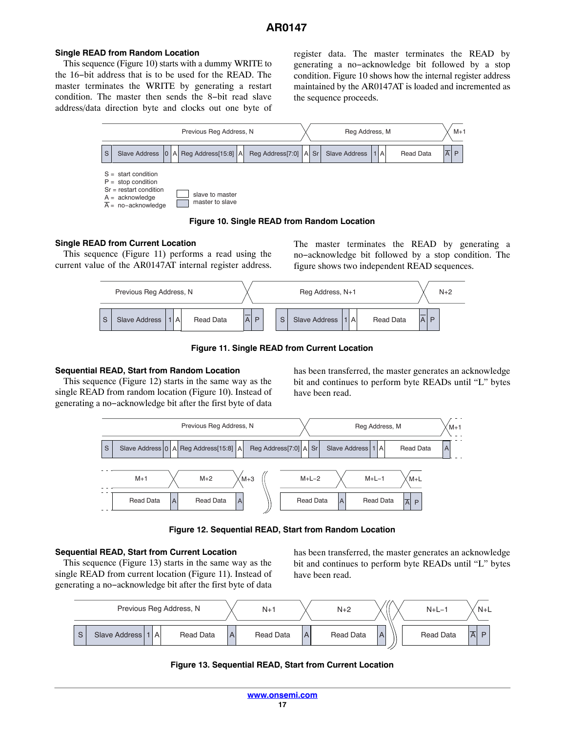#### Single READ from Random Location

This sequence (Figure 10) starts with a dummy WRITE to the 16−bit address that is to be used for the READ. The master terminates the WRITE by generating a restart condition. The master then sends the 8−bit read slave address/data direction byte and clocks out one byte of register data. The master terminates the READ by generating a no−acknowledge bit followed by a stop condition. Figure 10 shows how the internal register address maintained by the AR0147AT is loaded and incremented as the sequence proceeds.

| Previous Reg Address, N | | | | | | | Reg Address, M | | | | | M+1 |
|---|---|---|---|---|---|---|---|---|---|---|---|---|
| S | Slave Address | 0 | A | Reg Address[15:8] | A | Reg Address[7:0] | A | Sr | Slave Address | 1 | A | Read Data | $\overline{A}$ | P |

S = start condition
P = stop condition
Sr = restart condition
A = acknowledge
$\overline{A}$ = no−acknowledge

slave to master
master to slave

**Figure 10. Single READ from Random Location**

#### Single READ from Current Location

This sequence (Figure 11) performs a read using the current value of the AR0147AT internal register address. The master terminates the READ by generating a no−acknowledge bit followed by a stop condition. The figure shows two independent READ sequences.

Previous Reg Address, N → Reg Address, N+1 → N+2

S | Slave Address | 1 | A | Read Data | $\overline{A}$ | P    S | Slave Address | 1 | A | Read Data | $\overline{A}$ | P

**Figure 11. Single READ from Current Location**

#### Sequential READ, Start from Random Location

This sequence (Figure 12) starts in the same way as the single READ from random location (Figure 10). Instead of generating a no−acknowledge bit after the first byte of data has been transferred, the master generates an acknowledge bit and continues to perform byte READs until "L" bytes have been read.

Previous Reg Address, N → Reg Address, M → M+1

S | Slave Address | 0 | A | Reg Address[15:8] | A | Reg Address[7:0] | A | Sr | Slave Address | 1 | A | Read Data | A

M+1 → M+2 → M+3 ... M+L−2 → M+L−1 → M+L

Read Data | A | Read Data | A ... Read Data | A | Read Data | $\overline{A}$ | P

**Figure 12. Sequential READ, Start from Random Location**

#### Sequential READ, Start from Current Location

This sequence (Figure 13) starts in the same way as the single READ from current location (Figure 11). Instead of generating a no−acknowledge bit after the first byte of data has been transferred, the master generates an acknowledge bit and continues to perform byte READs until "L" bytes have been read.

Previous Reg Address, N → N+1 → N+2 ... N+L−1 → N+L

S | Slave Address | 1 | A | Read Data | A | Read Data | A | Read Data | A ... Read Data | $\overline{A}$ | P

**Figure 13. Sequential READ, Start from Current Location**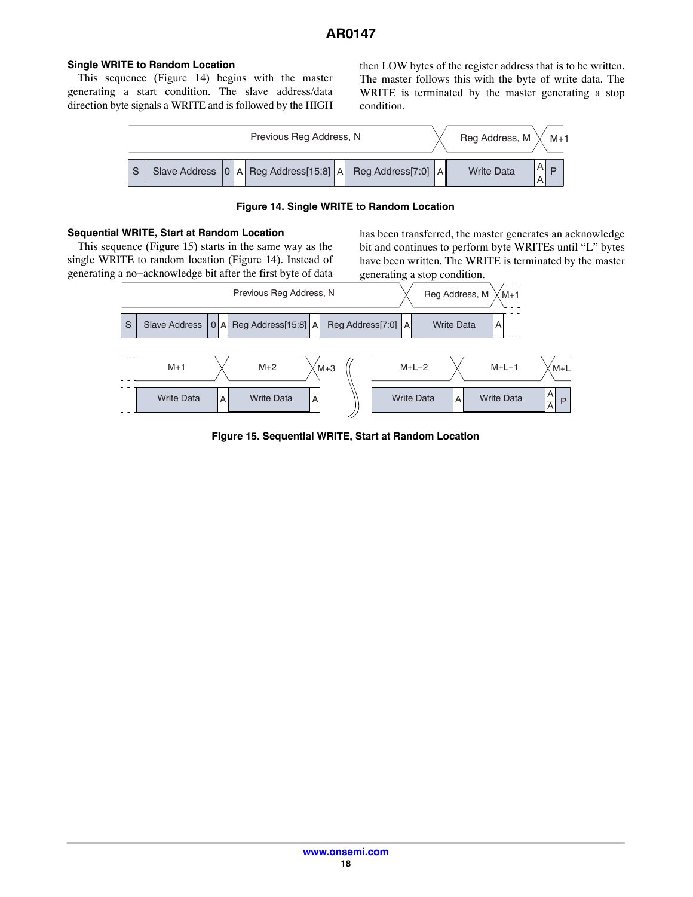### Single WRITE to Random Location

This sequence (Figure 14) begins with the master generating a start condition. The slave address/data direction byte signals a WRITE and is followed by the HIGH then LOW bytes of the register address that is to be written. The master follows this with the byte of write data. The WRITE is terminated by the master generating a stop condition.

**Figure 14. Single WRITE to Random Location**

### Sequential WRITE, Start at Random Location

This sequence (Figure 15) starts in the same way as the single WRITE to random location (Figure 14). Instead of generating a no−acknowledge bit after the first byte of data has been transferred, the master generates an acknowledge bit and continues to perform byte WRITEs until "L" bytes have been written. The WRITE is terminated by the master generating a stop condition.

**Figure 15. Sequential WRITE, Start at Random Location**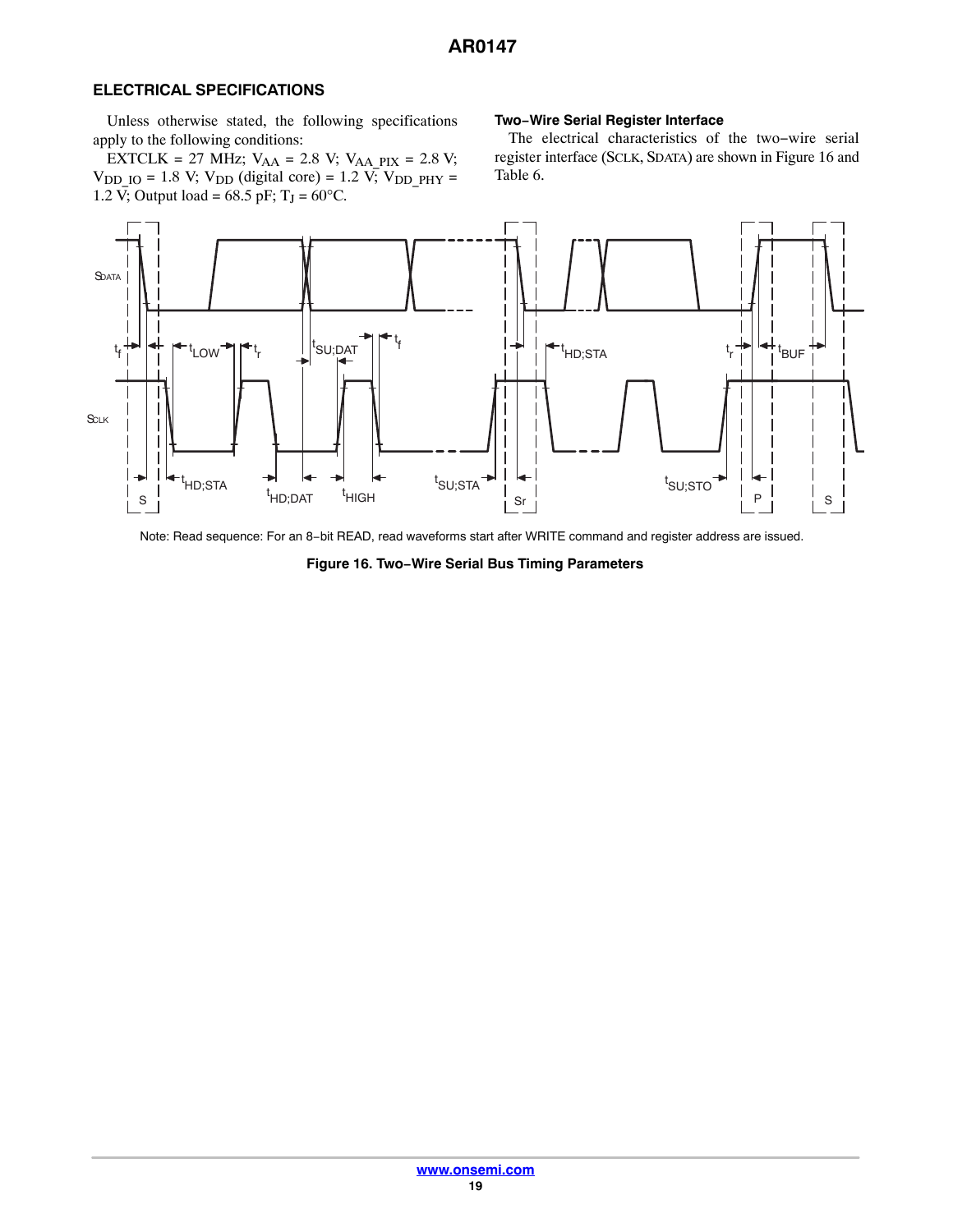## ELECTRICAL SPECIFICATIONS

Unless otherwise stated, the following specifications apply to the following conditions:

EXTCLK = 27 MHz; $V_{AA}$ = 2.8 V; $V_{AA\_PIX}$ = 2.8 V; $V_{DD\_IO}$ = 1.8 V; $V_{DD}$ (digital core) = 1.2 V; $V_{DD\_PHY}$ = 1.2 V; Output load = 68.5 pF; $T_J$ = 60°C.

### Two−Wire Serial Register Interface

The electrical characteristics of the two−wire serial register interface (SCLK, SDATA) are shown in Figure 16 and Table 6.

Note: Read sequence: For an 8−bit READ, read waveforms start after WRITE command and register address are issued.

**Figure 16. Two−Wire Serial Bus Timing Parameters**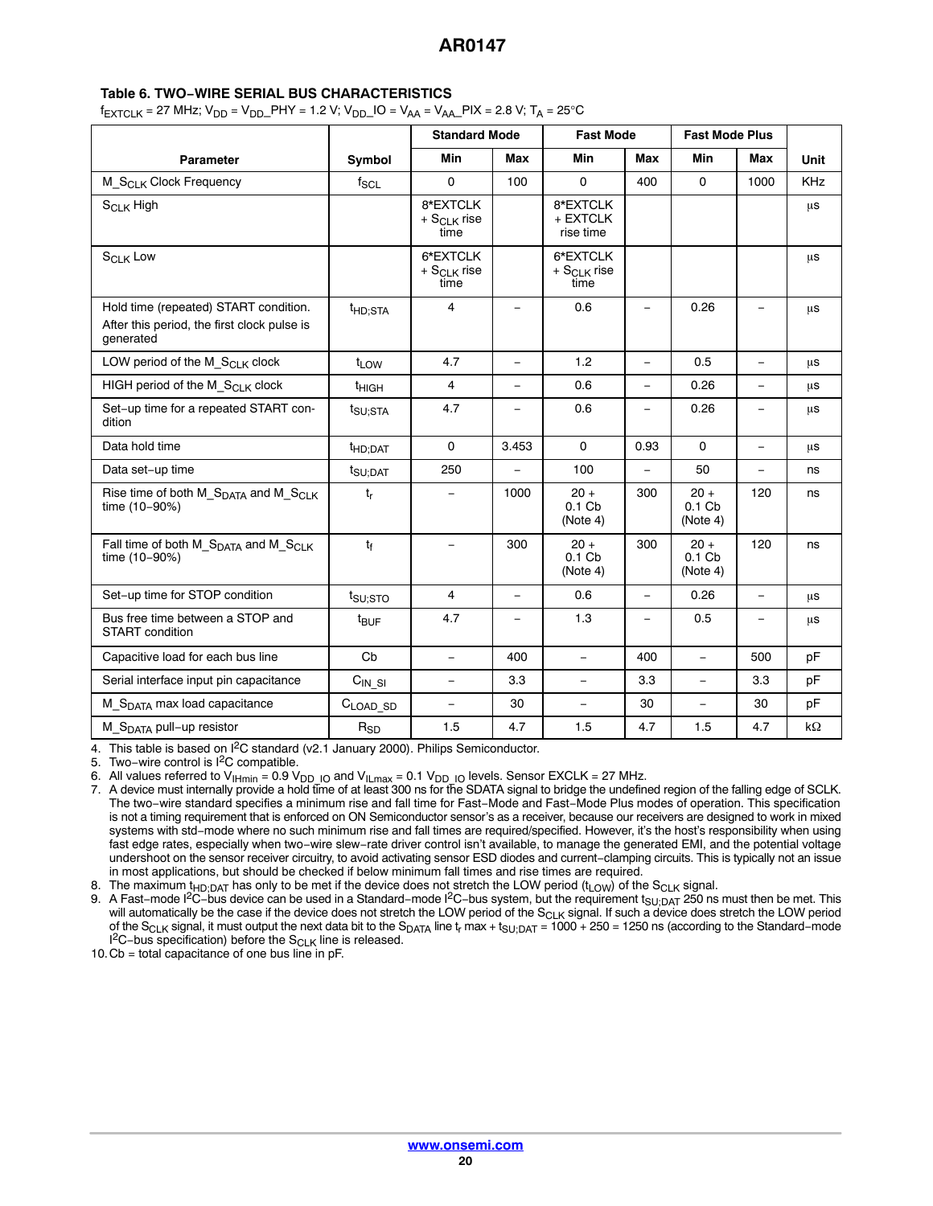### Table 6. TWO−WIRE SERIAL BUS CHARACTERISTICS

$f_{EXTCLK}$ = 27 MHz; $V_{DD}$ = $V_{DD}$_PHY = 1.2 V; $V_{DD}$_IO = $V_{AA}$ = $V_{AA}$_PIX = 2.8 V; $T_A$ = 25°C

| Parameter | Symbol | Standard Mode | | Fast Mode | | Fast Mode Plus | | Unit |
|---|---|---|---|---|---|---|---|---|
| | | Min | Max | Min | Max | Min | Max | |
| M_$S_{CLK}$ Clock Frequency | $f_{SCL}$ | 0 | 100 | 0 | 400 | 0 | 1000 | KHz |
| $S_{CLK}$ High | | 8*EXTCLK + $S_{CLK}$ rise time | | 8*EXTCLK + EXTCLK rise time | | | | μs |
| $S_{CLK}$ Low | | 6*EXTCLK + $S_{CLK}$ rise time | | 6*EXTCLK + $S_{CLK}$ rise time | | | | μs |
| Hold time (repeated) START condition. After this period, the first clock pulse is generated | $t_{HD;STA}$ | 4 | – | 0.6 | – | 0.26 | – | μs |
| LOW period of the M_$S_{CLK}$ clock | $t_{LOW}$ | 4.7 | – | 1.2 | – | 0.5 | – | μs |
| HIGH period of the M_$S_{CLK}$ clock | $t_{HIGH}$ | 4 | – | 0.6 | – | 0.26 | – | μs |
| Set−up time for a repeated START condition | $t_{SU;STA}$ | 4.7 | – | 0.6 | – | 0.26 | – | μs |
| Data hold time | $t_{HD;DAT}$ | 0 | 3.453 | 0 | 0.93 | 0 | – | μs |
| Data set−up time | $t_{SU;DAT}$ | 250 | – | 100 | – | 50 | – | ns |
| Rise time of both M_$S_{DATA}$ and M_$S_{CLK}$ time (10−90%) | $t_r$ | – | 1000 | 20 + 0.1 Cb (Note 4) | 300 | 20 + 0.1 Cb (Note 4) | 120 | ns |
| Fall time of both M_$S_{DATA}$ and M_$S_{CLK}$ time (10−90%) | $t_f$ | – | 300 | 20 + 0.1 Cb (Note 4) | 300 | 20 + 0.1 Cb (Note 4) | 120 | ns |
| Set−up time for STOP condition | $t_{SU;STO}$ | 4 | – | 0.6 | – | 0.26 | – | μs |
| Bus free time between a STOP and START condition | $t_{BUF}$ | 4.7 | – | 1.3 | – | 0.5 | – | μs |
| Capacitive load for each bus line | Cb | – | 400 | – | 400 | – | 500 | pF |
| Serial interface input pin capacitance | $C_{IN\_SI}$ | – | 3.3 | – | 3.3 | – | 3.3 | pF |
| M_$S_{DATA}$ max load capacitance | $C_{LOAD\_SD}$ | – | 30 | – | 30 | – | 30 | pF |
| M_$S_{DATA}$ pull−up resistor | $R_{SD}$ | 1.5 | 4.7 | 1.5 | 4.7 | 1.5 | 4.7 | kΩ |

4. This table is based on I²C standard (v2.1 January 2000). Philips Semiconductor.
5. Two−wire control is I²C compatible.
6. All values referred to $V_{IHmin}$ = 0.9 $V_{DD\_IO}$ and $V_{ILmax}$ = 0.1 $V_{DD\_IO}$ levels. Sensor EXCLK = 27 MHz.
7. A device must internally provide a hold time of at least 300 ns for the SDATA signal to bridge the undefined region of the falling edge of SCLK. The two−wire standard specifies a minimum rise and fall time for Fast−Mode and Fast−Mode Plus modes of operation. This specification is not a timing requirement that is enforced on ON Semiconductor sensor's as a receiver, because our receivers are designed to work in mixed systems with std−mode where no such minimum rise and fall times are required/specified. However, it's the host's responsibility when using fast edge rates, especially when two−wire slew−rate driver control isn't available, to manage the generated EMI, and the potential voltage undershoot on the sensor receiver circuitry, to avoid activating sensor ESD diodes and current−clamping circuits. This is typically not an issue in most applications, but should be checked if below minimum fall times and rise times are required.
8. The maximum $t_{HD;DAT}$ has only to be met if the device does not stretch the LOW period ($t_{LOW}$) of the $S_{CLK}$ signal.
9. A Fast−mode I²C−bus device can be used in a Standard−mode I²C−bus system, but the requirement $t_{SU;DAT}$ 250 ns must then be met. This will automatically be the case if the device does not stretch the LOW period of the $S_{CLK}$ signal. If such a device does stretch the LOW period of the $S_{CLK}$ signal, it must output the next data bit to the $S_{DATA}$ line $t_r$ max + $t_{SU;DAT}$ = 1000 + 250 = 1250 ns (according to the Standard−mode I²C−bus specification) before the $S_{CLK}$ line is released.
10. Cb = total capacitance of one bus line in pF.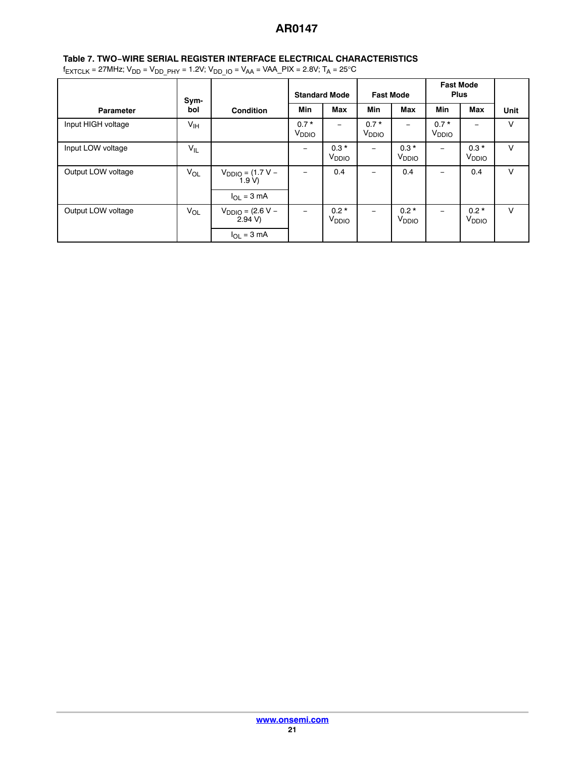**Table 7. TWO−WIRE SERIAL REGISTER INTERFACE ELECTRICAL CHARACTERISTICS**

$f_{EXTCLK}$ = 27MHz; $V_{DD}$ = $V_{DD\_PHY}$ = 1.2V; $V_{DD\_IO}$ = $V_{AA}$ = VAA_PIX = 2.8V; $T_A$ = 25°C

| Parameter | Symbol | Condition | Standard Mode | | Fast Mode | | Fast Mode Plus | | Unit |
|---|---|---|---|---|---|---|---|---|---|
| | | | Min | Max | Min | Max | Min | Max | |
| Input HIGH voltage | $V_{IH}$ | | 0.7 * $V_{DDIO}$ | − | 0.7 * $V_{DDIO}$ | − | 0.7 * $V_{DDIO}$ | − | V |
| Input LOW voltage | $V_{IL}$ | | − | 0.3 * $V_{DDIO}$ | − | 0.3 * $V_{DDIO}$ | − | 0.3 * $V_{DDIO}$ | V |
| Output LOW voltage | $V_{OL}$ | $V_{DDIO}$ = (1.7 V − 1.9 V)<br>$I_{OL}$ = 3 mA | − | 0.4 | − | 0.4 | − | 0.4 | V |
| Output LOW voltage | $V_{OL}$ | $V_{DDIO}$ = (2.6 V − 2.94 V)<br>$I_{OL}$ = 3 mA | − | 0.2 * $V_{DDIO}$ | − | 0.2 * $V_{DDIO}$ | − | 0.2 * $V_{DDIO}$ | V |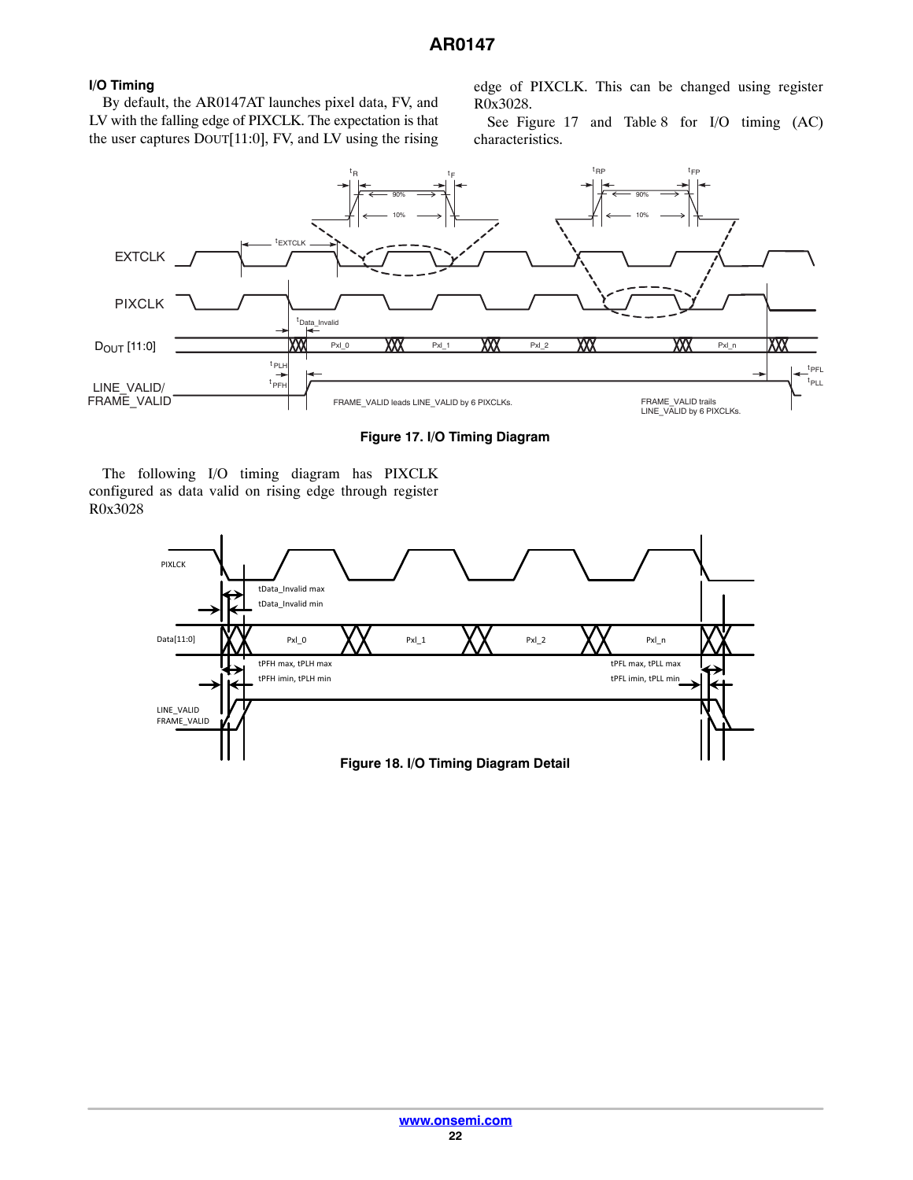### I/O Timing

By default, the AR0147AT launches pixel data, FV, and LV with the falling edge of PIXCLK. The expectation is that the user captures DOUT[11:0], FV, and LV using the rising edge of PIXCLK. This can be changed using register R0x3028.

See Figure 17 and Table 8 for I/O timing (AC) characteristics.

Figure 17. I/O Timing Diagram

The following I/O timing diagram has PIXCLK configured as data valid on rising edge through register R0x3028

Figure 18. I/O Timing Diagram Detail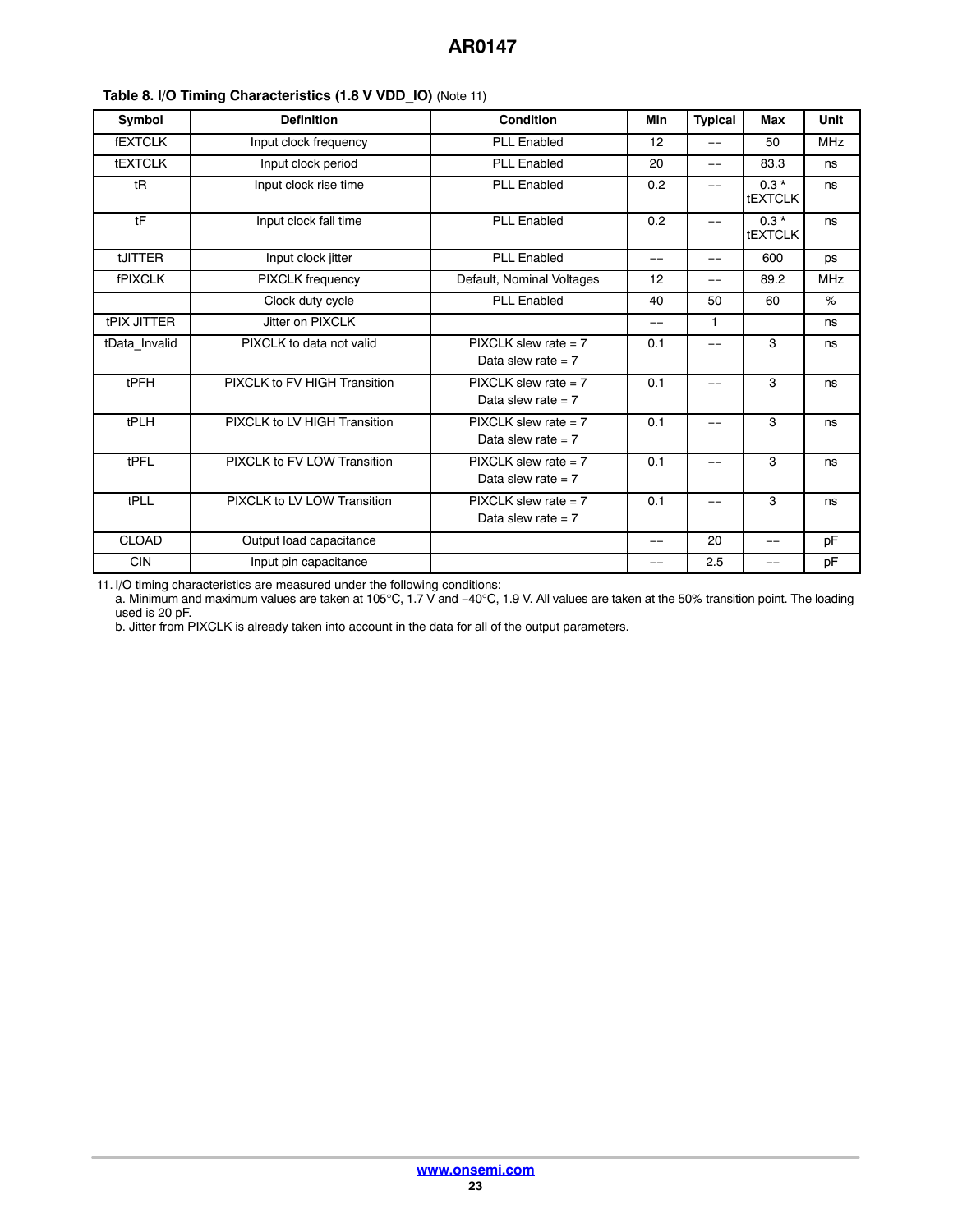**Table 8. I/O Timing Characteristics (1.8 V VDD_IO)** (Note 11)

| Symbol | Definition | Condition | Min | Typical | Max | Unit |
| --- | --- | --- | --- | --- | --- | --- |
| fEXTCLK | Input clock frequency | PLL Enabled | 12 | –– | 50 | MHz |
| tEXTCLK | Input clock period | PLL Enabled | 20 | –– | 83.3 | ns |
| tR | Input clock rise time | PLL Enabled | 0.2 | –– | 0.3 * tEXTCLK | ns |
| tF | Input clock fall time | PLL Enabled | 0.2 | –– | 0.3 * tEXTCLK | ns |
| tJITTER | Input clock jitter | PLL Enabled | –– | –– | 600 | ps |
| fPIXCLK | PIXCLK frequency | Default, Nominal Voltages | 12 | –– | 89.2 | MHz |
| | Clock duty cycle | PLL Enabled | 40 | 50 | 60 | % |
| tPIX JITTER | Jitter on PIXCLK | | –– | 1 | | ns |
| tData_Invalid | PIXCLK to data not valid | PIXCLK slew rate = 7<br>Data slew rate = 7 | 0.1 | –– | 3 | ns |
| tPFH | PIXCLK to FV HIGH Transition | PIXCLK slew rate = 7<br>Data slew rate = 7 | 0.1 | –– | 3 | ns |
| tPLH | PIXCLK to LV HIGH Transition | PIXCLK slew rate = 7<br>Data slew rate = 7 | 0.1 | –– | 3 | ns |
| tPFL | PIXCLK to FV LOW Transition | PIXCLK slew rate = 7<br>Data slew rate = 7 | 0.1 | –– | 3 | ns |
| tPLL | PIXCLK to LV LOW Transition | PIXCLK slew rate = 7<br>Data slew rate = 7 | 0.1 | –– | 3 | ns |
| CLOAD | Output load capacitance | | –– | 20 | –– | pF |
| CIN | Input pin capacitance | | –– | 2.5 | –– | pF |

11. I/O timing characteristics are measured under the following conditions:
    a. Minimum and maximum values are taken at 105°C, 1.7 V and −40°C, 1.9 V. All values are taken at the 50% transition point. The loading used is 20 pF.
    b. Jitter from PIXCLK is already taken into account in the data for all of the output parameters.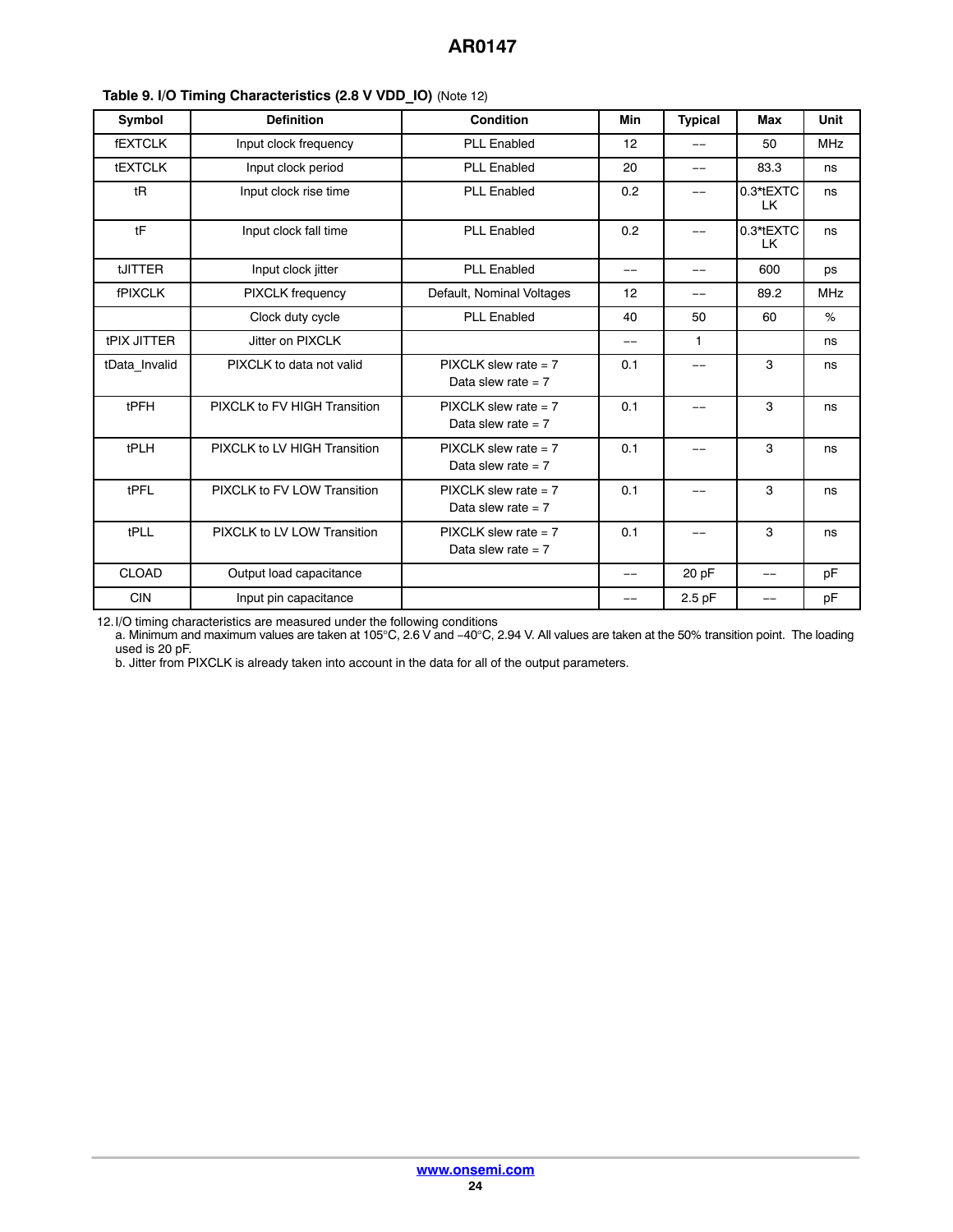**Table 9. I/O Timing Characteristics (2.8 V VDD_IO)** (Note 12)

| Symbol | Definition | Condition | Min | Typical | Max | Unit |
|---|---|---|---|---|---|---|
| fEXTCLK | Input clock frequency | PLL Enabled | 12 | –– | 50 | MHz |
| tEXTCLK | Input clock period | PLL Enabled | 20 | –– | 83.3 | ns |
| tR | Input clock rise time | PLL Enabled | 0.2 | –– | 0.3*tEXTCLK | ns |
| tF | Input clock fall time | PLL Enabled | 0.2 | –– | 0.3*tEXTCLK | ns |
| tJITTER | Input clock jitter | PLL Enabled | –– | –– | 600 | ps |
| fPIXCLK | PIXCLK frequency | Default, Nominal Voltages | 12 | –– | 89.2 | MHz |
| | Clock duty cycle | PLL Enabled | 40 | 50 | 60 | % |
| tPIX JITTER | Jitter on PIXCLK | | –– | 1 | | ns |
| tData_Invalid | PIXCLK to data not valid | PIXCLK slew rate = 7<br>Data slew rate = 7 | 0.1 | –– | 3 | ns |
| tPFH | PIXCLK to FV HIGH Transition | PIXCLK slew rate = 7<br>Data slew rate = 7 | 0.1 | –– | 3 | ns |
| tPLH | PIXCLK to LV HIGH Transition | PIXCLK slew rate = 7<br>Data slew rate = 7 | 0.1 | –– | 3 | ns |
| tPFL | PIXCLK to FV LOW Transition | PIXCLK slew rate = 7<br>Data slew rate = 7 | 0.1 | –– | 3 | ns |
| tPLL | PIXCLK to LV LOW Transition | PIXCLK slew rate = 7<br>Data slew rate = 7 | 0.1 | –– | 3 | ns |
| CLOAD | Output load capacitance | | –– | 20 pF | –– | pF |
| CIN | Input pin capacitance | | –– | 2.5 pF | –– | pF |

12. I/O timing characteristics are measured under the following conditions
  a. Minimum and maximum values are taken at 105°C, 2.6 V and −40°C, 2.94 V. All values are taken at the 50% transition point. The loading used is 20 pF.
  b. Jitter from PIXCLK is already taken into account in the data for all of the output parameters.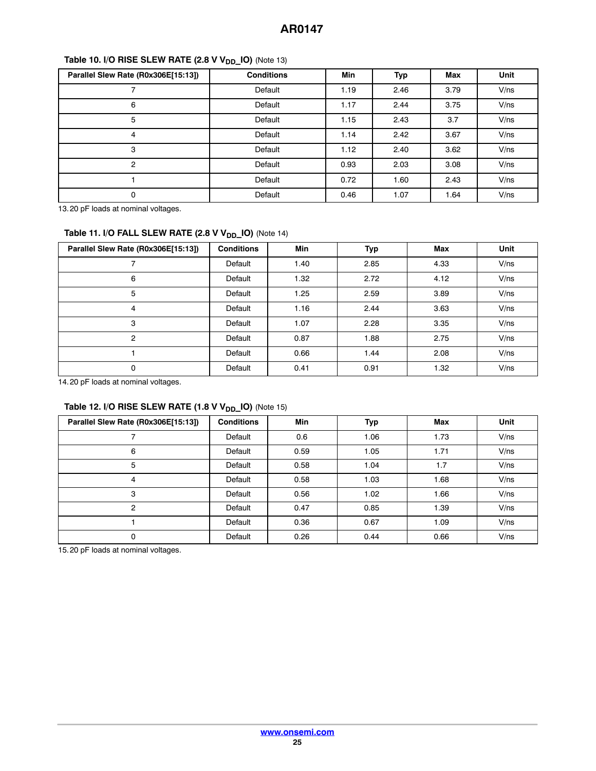**Table 10. I/O RISE SLEW RATE (2.8 V $V_{DD}$_IO)** (Note 13)

| Parallel Slew Rate (R0x306E[15:13]) | Conditions | Min | Typ | Max | Unit |
|---|---|---|---|---|---|
| 7 | Default | 1.19 | 2.46 | 3.79 | V/ns |
| 6 | Default | 1.17 | 2.44 | 3.75 | V/ns |
| 5 | Default | 1.15 | 2.43 | 3.7 | V/ns |
| 4 | Default | 1.14 | 2.42 | 3.67 | V/ns |
| 3 | Default | 1.12 | 2.40 | 3.62 | V/ns |
| 2 | Default | 0.93 | 2.03 | 3.08 | V/ns |
| 1 | Default | 0.72 | 1.60 | 2.43 | V/ns |
| 0 | Default | 0.46 | 1.07 | 1.64 | V/ns |

13. 20 pF loads at nominal voltages.

**Table 11. I/O FALL SLEW RATE (2.8 V $V_{DD}$_IO)** (Note 14)

| Parallel Slew Rate (R0x306E[15:13]) | Conditions | Min | Typ | Max | Unit |
|---|---|---|---|---|---|
| 7 | Default | 1.40 | 2.85 | 4.33 | V/ns |
| 6 | Default | 1.32 | 2.72 | 4.12 | V/ns |
| 5 | Default | 1.25 | 2.59 | 3.89 | V/ns |
| 4 | Default | 1.16 | 2.44 | 3.63 | V/ns |
| 3 | Default | 1.07 | 2.28 | 3.35 | V/ns |
| 2 | Default | 0.87 | 1.88 | 2.75 | V/ns |
| 1 | Default | 0.66 | 1.44 | 2.08 | V/ns |
| 0 | Default | 0.41 | 0.91 | 1.32 | V/ns |

14. 20 pF loads at nominal voltages.

**Table 12. I/O RISE SLEW RATE (1.8 V $V_{DD}$_IO)** (Note 15)

| Parallel Slew Rate (R0x306E[15:13]) | Conditions | Min | Typ | Max | Unit |
|---|---|---|---|---|---|
| 7 | Default | 0.6 | 1.06 | 1.73 | V/ns |
| 6 | Default | 0.59 | 1.05 | 1.71 | V/ns |
| 5 | Default | 0.58 | 1.04 | 1.7 | V/ns |
| 4 | Default | 0.58 | 1.03 | 1.68 | V/ns |
| 3 | Default | 0.56 | 1.02 | 1.66 | V/ns |
| 2 | Default | 0.47 | 0.85 | 1.39 | V/ns |
| 1 | Default | 0.36 | 0.67 | 1.09 | V/ns |
| 0 | Default | 0.26 | 0.44 | 0.66 | V/ns |

15. 20 pF loads at nominal voltages.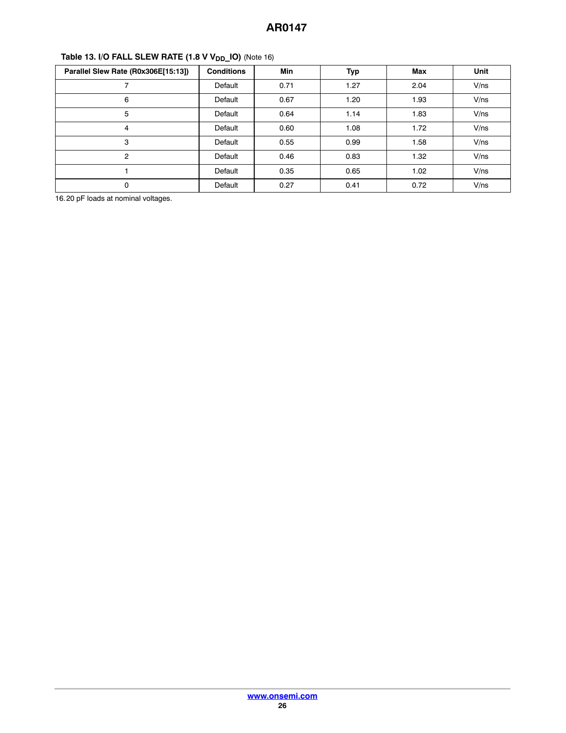**Table 13. I/O FALL SLEW RATE (1.8 V $V_{DD}$_IO)** (Note 16)

| Parallel Slew Rate (R0x306E[15:13]) | Conditions | Min | Typ | Max | Unit |
|---|---|---|---|---|---|
| 7 | Default | 0.71 | 1.27 | 2.04 | V/ns |
| 6 | Default | 0.67 | 1.20 | 1.93 | V/ns |
| 5 | Default | 0.64 | 1.14 | 1.83 | V/ns |
| 4 | Default | 0.60 | 1.08 | 1.72 | V/ns |
| 3 | Default | 0.55 | 0.99 | 1.58 | V/ns |
| 2 | Default | 0.46 | 0.83 | 1.32 | V/ns |
| 1 | Default | 0.35 | 0.65 | 1.02 | V/ns |
| 0 | Default | 0.27 | 0.41 | 0.72 | V/ns |

16. 20 pF loads at nominal voltages.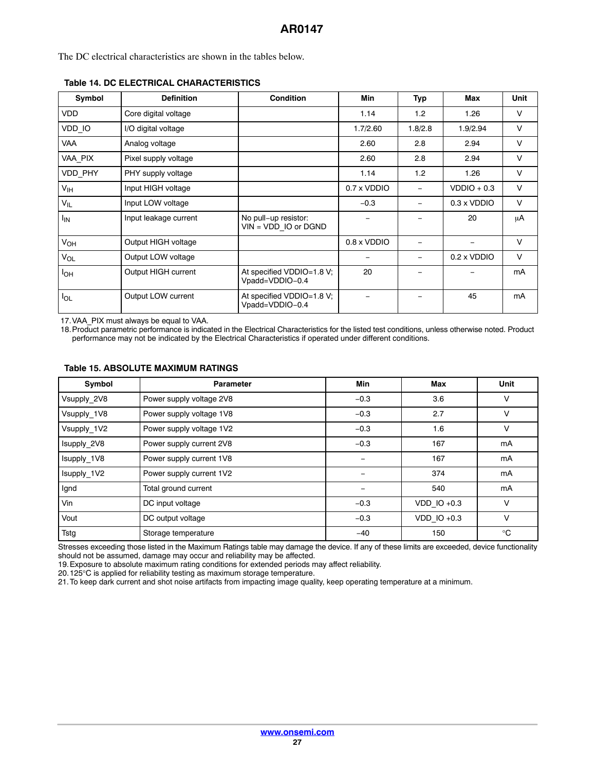The DC electrical characteristics are shown in the tables below.

**Table 14. DC ELECTRICAL CHARACTERISTICS**

| Symbol | Definition | Condition | Min | Typ | Max | Unit |
|---|---|---|---|---|---|---|
| VDD | Core digital voltage | | 1.14 | 1.2 | 1.26 | V |
| VDD_IO | I/O digital voltage | | 1.7/2.60 | 1.8/2.8 | 1.9/2.94 | V |
| VAA | Analog voltage | | 2.60 | 2.8 | 2.94 | V |
| VAA_PIX | Pixel supply voltage | | 2.60 | 2.8 | 2.94 | V |
| VDD_PHY | PHY supply voltage | | 1.14 | 1.2 | 1.26 | V |
| $V_{IH}$ | Input HIGH voltage | | 0.7 x VDDIO | – | VDDIO + 0.3 | V |
| $V_{IL}$ | Input LOW voltage | | −0.3 | – | 0.3 x VDDIO | V |
| $I_{IN}$ | Input leakage current | No pull−up resistor: VIN = VDD_IO or DGND | – | – | 20 | μA |
| $V_{OH}$ | Output HIGH voltage | | 0.8 x VDDIO | – | – | V |
| $V_{OL}$ | Output LOW voltage | | – | – | 0.2 x VDDIO | V |
| $I_{OH}$ | Output HIGH current | At specified VDDIO=1.8 V; Vpadd=VDDIO−0.4 | 20 | – | – | mA |
| $I_{OL}$ | Output LOW current | At specified VDDIO=1.8 V; Vpadd=VDDIO−0.4 | – | – | 45 | mA |

17. VAA_PIX must always be equal to VAA.
18. Product parametric performance is indicated in the Electrical Characteristics for the listed test conditions, unless otherwise noted. Product performance may not be indicated by the Electrical Characteristics if operated under different conditions.

**Table 15. ABSOLUTE MAXIMUM RATINGS**

| Symbol | Parameter | Min | Max | Unit |
|---|---|---|---|---|
| Vsupply_2V8 | Power supply voltage 2V8 | −0.3 | 3.6 | V |
| Vsupply_1V8 | Power supply voltage 1V8 | −0.3 | 2.7 | V |
| Vsupply_1V2 | Power supply voltage 1V2 | −0.3 | 1.6 | V |
| Isupply_2V8 | Power supply current 2V8 | −0.3 | 167 | mA |
| Isupply_1V8 | Power supply current 1V8 | – | 167 | mA |
| Isupply_1V2 | Power supply current 1V2 | – | 374 | mA |
| Ignd | Total ground current | – | 540 | mA |
| Vin | DC input voltage | −0.3 | VDD_IO +0.3 | V |
| Vout | DC output voltage | −0.3 | VDD_IO +0.3 | V |
| Tstg | Storage temperature | −40 | 150 | °C |

Stresses exceeding those listed in the Maximum Ratings table may damage the device. If any of these limits are exceeded, device functionality should not be assumed, damage may occur and reliability may be affected.
19. Exposure to absolute maximum rating conditions for extended periods may affect reliability.
20. 125°C is applied for reliability testing as maximum storage temperature.
21. To keep dark current and shot noise artifacts from impacting image quality, keep operating temperature at a minimum.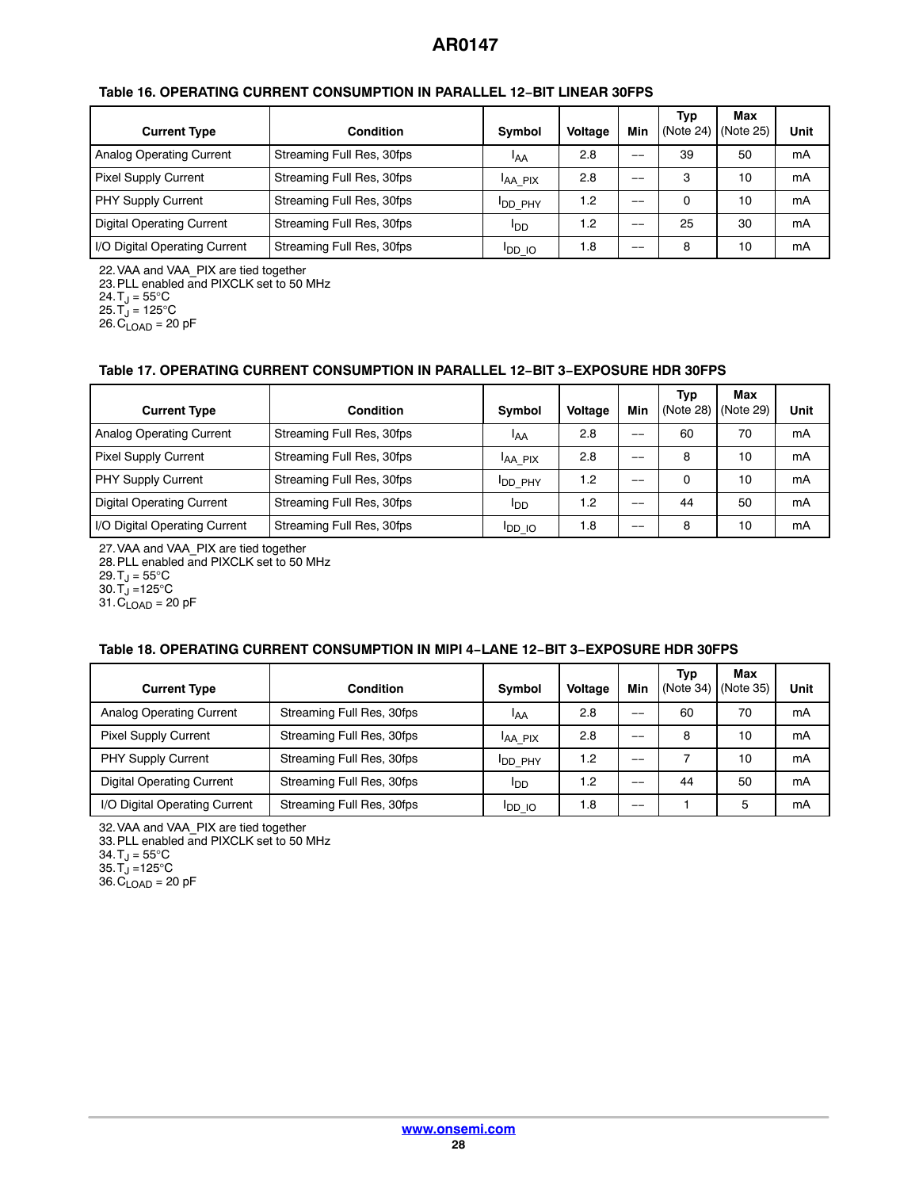**Table 16. OPERATING CURRENT CONSUMPTION IN PARALLEL 12−BIT LINEAR 30FPS**

| Current Type | Condition | Symbol | Voltage | Min | Typ (Note 24) | Max (Note 25) | Unit |
|---|---|---|---|---|---|---|---|
| Analog Operating Current | Streaming Full Res, 30fps | $I_{AA}$ | 2.8 | −− | 39 | 50 | mA |
| Pixel Supply Current | Streaming Full Res, 30fps | $I_{AA\_PIX}$ | 2.8 | −− | 3 | 10 | mA |
| PHY Supply Current | Streaming Full Res, 30fps | $I_{DD\_PHY}$ | 1.2 | −− | 0 | 10 | mA |
| Digital Operating Current | Streaming Full Res, 30fps | $I_{DD}$ | 1.2 | −− | 25 | 30 | mA |
| I/O Digital Operating Current | Streaming Full Res, 30fps | $I_{DD\_IO}$ | 1.8 | −− | 8 | 10 | mA |

22. VAA and VAA_PIX are tied together
23. PLL enabled and PIXCLK set to 50 MHz
24. $T_J$ = 55°C
25. $T_J$ = 125°C
26. $C_{LOAD}$ = 20 pF

**Table 17. OPERATING CURRENT CONSUMPTION IN PARALLEL 12−BIT 3−EXPOSURE HDR 30FPS**

| Current Type | Condition | Symbol | Voltage | Min | Typ (Note 28) | Max (Note 29) | Unit |
|---|---|---|---|---|---|---|---|
| Analog Operating Current | Streaming Full Res, 30fps | $I_{AA}$ | 2.8 | −− | 60 | 70 | mA |
| Pixel Supply Current | Streaming Full Res, 30fps | $I_{AA\_PIX}$ | 2.8 | −− | 8 | 10 | mA |
| PHY Supply Current | Streaming Full Res, 30fps | $I_{DD\_PHY}$ | 1.2 | −− | 0 | 10 | mA |
| Digital Operating Current | Streaming Full Res, 30fps | $I_{DD}$ | 1.2 | −− | 44 | 50 | mA |
| I/O Digital Operating Current | Streaming Full Res, 30fps | $I_{DD\_IO}$ | 1.8 | −− | 8 | 10 | mA |

27. VAA and VAA_PIX are tied together
28. PLL enabled and PIXCLK set to 50 MHz
29. $T_J$ = 55°C
30. $T_J$ =125°C
31. $C_{LOAD}$ = 20 pF

**Table 18. OPERATING CURRENT CONSUMPTION IN MIPI 4−LANE 12−BIT 3−EXPOSURE HDR 30FPS**

| Current Type | Condition | Symbol | Voltage | Min | Typ (Note 34) | Max (Note 35) | Unit |
|---|---|---|---|---|---|---|---|
| Analog Operating Current | Streaming Full Res, 30fps | $I_{AA}$ | 2.8 | −− | 60 | 70 | mA |
| Pixel Supply Current | Streaming Full Res, 30fps | $I_{AA\_PIX}$ | 2.8 | −− | 8 | 10 | mA |
| PHY Supply Current | Streaming Full Res, 30fps | $I_{DD\_PHY}$ | 1.2 | −− | 7 | 10 | mA |
| Digital Operating Current | Streaming Full Res, 30fps | $I_{DD}$ | 1.2 | −− | 44 | 50 | mA |
| I/O Digital Operating Current | Streaming Full Res, 30fps | $I_{DD\_IO}$ | 1.8 | −− | 1 | 5 | mA |

32. VAA and VAA_PIX are tied together
33. PLL enabled and PIXCLK set to 50 MHz
34. $T_J$ = 55°C
35. $T_J$ =125°C
36. $C_{LOAD}$ = 20 pF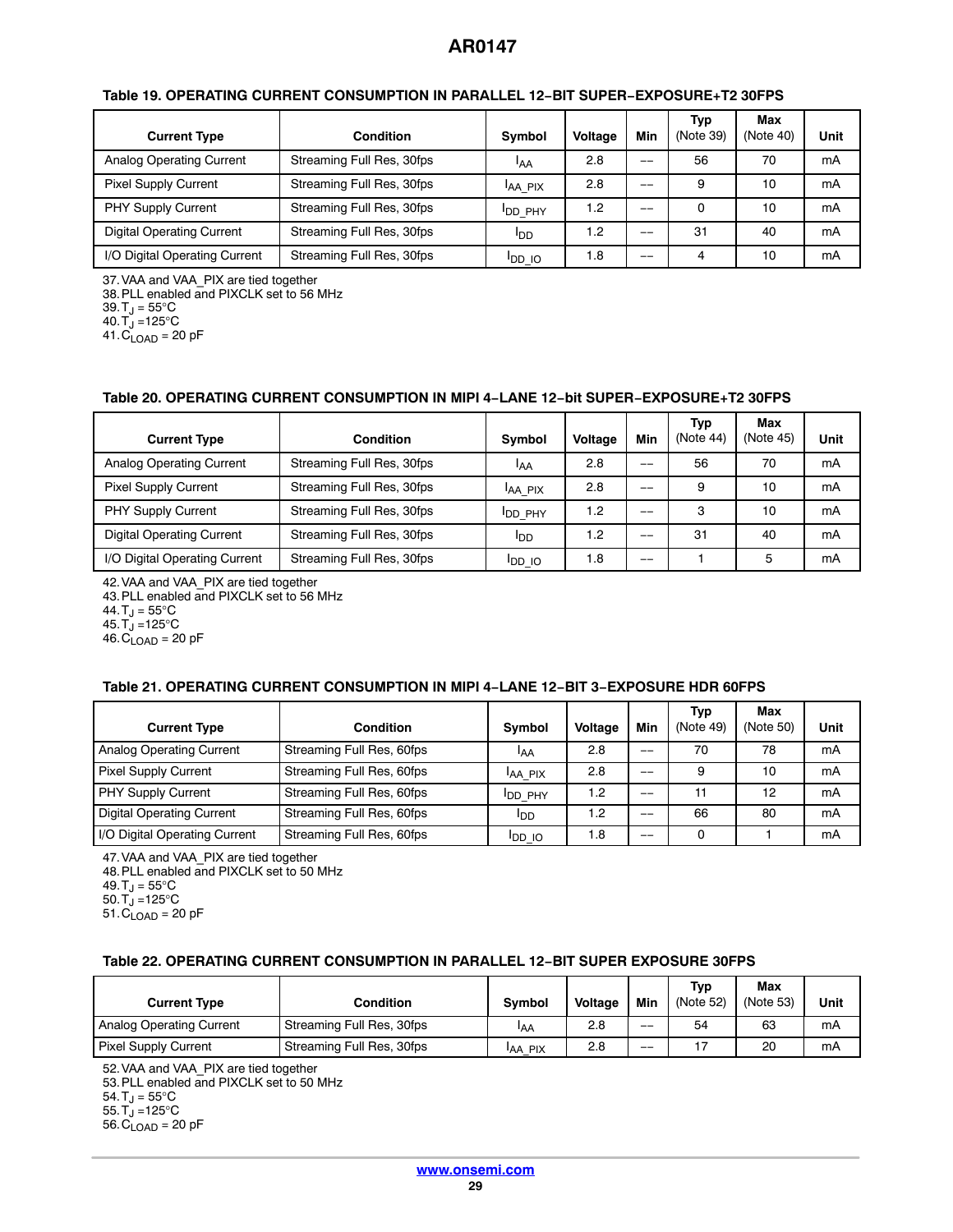**Table 19. OPERATING CURRENT CONSUMPTION IN PARALLEL 12−BIT SUPER−EXPOSURE+T2 30FPS**

| Current Type | Condition | Symbol | Voltage | Min | Typ (Note 39) | Max (Note 40) | Unit |
|---|---|---|---|---|---|---|---|
| Analog Operating Current | Streaming Full Res, 30fps | $I_{AA}$ | 2.8 | −− | 56 | 70 | mA |
| Pixel Supply Current | Streaming Full Res, 30fps | $I_{AA\_PIX}$ | 2.8 | −− | 9 | 10 | mA |
| PHY Supply Current | Streaming Full Res, 30fps | $I_{DD\_PHY}$ | 1.2 | −− | 0 | 10 | mA |
| Digital Operating Current | Streaming Full Res, 30fps | $I_{DD}$ | 1.2 | −− | 31 | 40 | mA |
| I/O Digital Operating Current | Streaming Full Res, 30fps | $I_{DD\_IO}$ | 1.8 | −− | 4 | 10 | mA |

37. VAA and VAA_PIX are tied together
38. PLL enabled and PIXCLK set to 56 MHz
39. $T_J$ = 55°C
40. $T_J$ =125°C
41. $C_{LOAD}$ = 20 pF

**Table 20. OPERATING CURRENT CONSUMPTION IN MIPI 4−LANE 12−bit SUPER−EXPOSURE+T2 30FPS**

| Current Type | Condition | Symbol | Voltage | Min | Typ (Note 44) | Max (Note 45) | Unit |
|---|---|---|---|---|---|---|---|
| Analog Operating Current | Streaming Full Res, 30fps | $I_{AA}$ | 2.8 | −− | 56 | 70 | mA |
| Pixel Supply Current | Streaming Full Res, 30fps | $I_{AA\_PIX}$ | 2.8 | −− | 9 | 10 | mA |
| PHY Supply Current | Streaming Full Res, 30fps | $I_{DD\_PHY}$ | 1.2 | −− | 3 | 10 | mA |
| Digital Operating Current | Streaming Full Res, 30fps | $I_{DD}$ | 1.2 | −− | 31 | 40 | mA |
| I/O Digital Operating Current | Streaming Full Res, 30fps | $I_{DD\_IO}$ | 1.8 | −− | 1 | 5 | mA |

42. VAA and VAA_PIX are tied together
43. PLL enabled and PIXCLK set to 56 MHz
44. $T_J$ = 55°C
45. $T_J$ =125°C
46. $C_{LOAD}$ = 20 pF

**Table 21. OPERATING CURRENT CONSUMPTION IN MIPI 4−LANE 12−BIT 3−EXPOSURE HDR 60FPS**

| Current Type | Condition | Symbol | Voltage | Min | Typ (Note 49) | Max (Note 50) | Unit |
|---|---|---|---|---|---|---|---|
| Analog Operating Current | Streaming Full Res, 60fps | $I_{AA}$ | 2.8 | −− | 70 | 78 | mA |
| Pixel Supply Current | Streaming Full Res, 60fps | $I_{AA\_PIX}$ | 2.8 | −− | 9 | 10 | mA |
| PHY Supply Current | Streaming Full Res, 60fps | $I_{DD\_PHY}$ | 1.2 | −− | 11 | 12 | mA |
| Digital Operating Current | Streaming Full Res, 60fps | $I_{DD}$ | 1.2 | −− | 66 | 80 | mA |
| I/O Digital Operating Current | Streaming Full Res, 60fps | $I_{DD\_IO}$ | 1.8 | −− | 0 | 1 | mA |

47. VAA and VAA_PIX are tied together
48. PLL enabled and PIXCLK set to 50 MHz
49. $T_J$ = 55°C
50. $T_J$ =125°C
51. $C_{LOAD}$ = 20 pF

**Table 22. OPERATING CURRENT CONSUMPTION IN PARALLEL 12−BIT SUPER EXPOSURE 30FPS**

| Current Type | Condition | Symbol | Voltage | Min | Typ (Note 52) | Max (Note 53) | Unit |
|---|---|---|---|---|---|---|---|
| Analog Operating Current | Streaming Full Res, 30fps | $I_{AA}$ | 2.8 | −− | 54 | 63 | mA |
| Pixel Supply Current | Streaming Full Res, 30fps | $I_{AA\_PIX}$ | 2.8 | −− | 17 | 20 | mA |

52. VAA and VAA_PIX are tied together
53. PLL enabled and PIXCLK set to 50 MHz
54. $T_J$ = 55°C
55. $T_J$ =125°C
56. $C_{LOAD}$ = 20 pF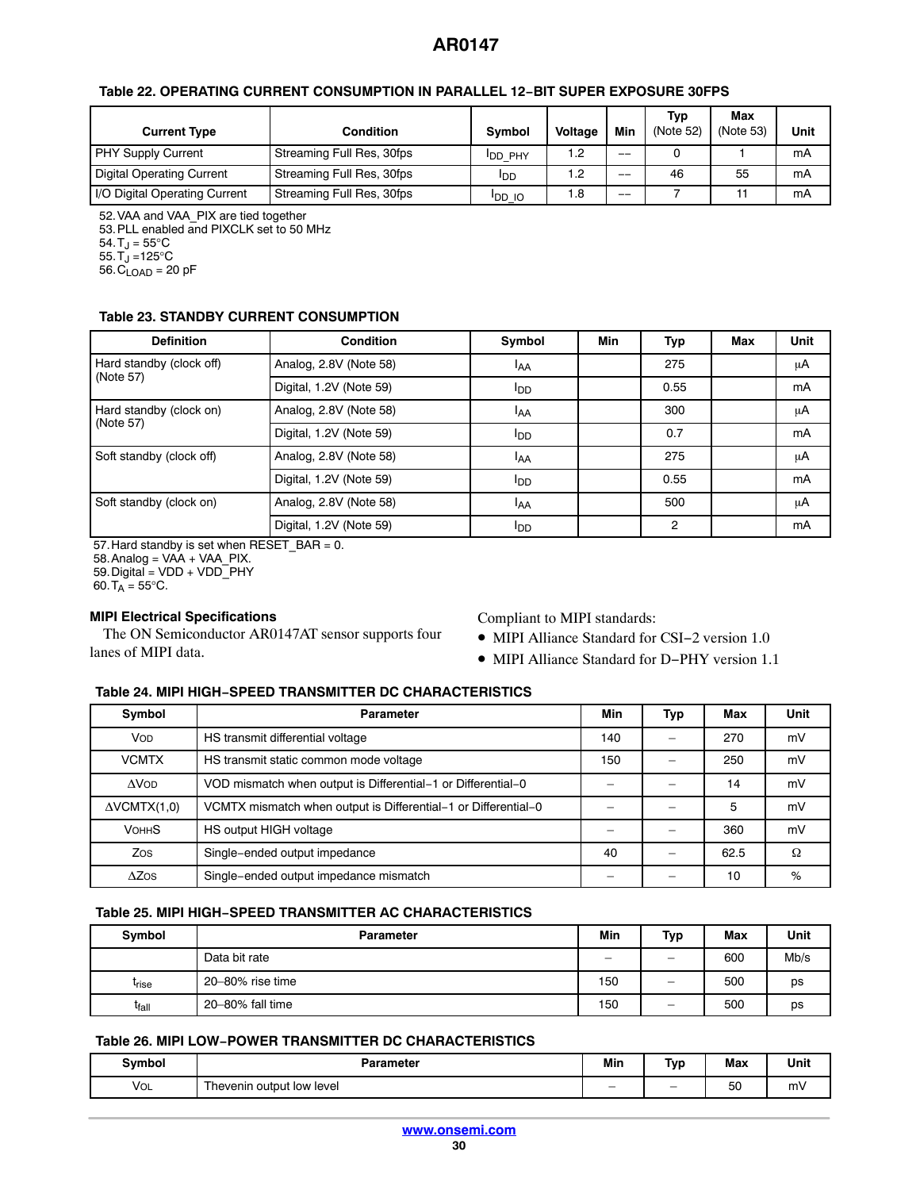**Table 22. OPERATING CURRENT CONSUMPTION IN PARALLEL 12−BIT SUPER EXPOSURE 30FPS**

| Current Type | Condition | Symbol | Voltage | Min | Typ (Note 52) | Max (Note 53) | Unit |
|---|---|---|---|---|---|---|---|
| PHY Supply Current | Streaming Full Res, 30fps | $I_{DD\_PHY}$ | 1.2 | −− | 0 | 1 | mA |
| Digital Operating Current | Streaming Full Res, 30fps | $I_{DD}$ | 1.2 | −− | 46 | 55 | mA |
| I/O Digital Operating Current | Streaming Full Res, 30fps | $I_{DD\_IO}$ | 1.8 | −− | 7 | 11 | mA |

52. VAA and VAA_PIX are tied together
53. PLL enabled and PIXCLK set to 50 MHz
54. $T_J$ = 55°C
55. $T_J$ =125°C
56. $C_{LOAD}$ = 20 pF

**Table 23. STANDBY CURRENT CONSUMPTION**

| Definition | Condition | Symbol | Min | Typ | Max | Unit |
|---|---|---|---|---|---|---|
| Hard standby (clock off) (Note 57) | Analog, 2.8V (Note 58) | $I_{AA}$ | | 275 | | μA |
| | Digital, 1.2V (Note 59) | $I_{DD}$ | | 0.55 | | mA |
| Hard standby (clock on) (Note 57) | Analog, 2.8V (Note 58) | $I_{AA}$ | | 300 | | μA |
| | Digital, 1.2V (Note 59) | $I_{DD}$ | | 0.7 | | mA |
| Soft standby (clock off) | Analog, 2.8V (Note 58) | $I_{AA}$ | | 275 | | μA |
| | Digital, 1.2V (Note 59) | $I_{DD}$ | | 0.55 | | mA |
| Soft standby (clock on) | Analog, 2.8V (Note 58) | $I_{AA}$ | | 500 | | μA |
| | Digital, 1.2V (Note 59) | $I_{DD}$ | | 2 | | mA |

57. Hard standby is set when RESET_BAR = 0.
58. Analog = VAA + VAA_PIX.
59. Digital = VDD + VDD_PHY
60. $T_A$ = 55°C.

### MIPI Electrical Specifications

The ON Semiconductor AR0147AT sensor supports four lanes of MIPI data.

Compliant to MIPI standards:

- MIPI Alliance Standard for CSI−2 version 1.0
- MIPI Alliance Standard for D−PHY version 1.1

**Table 24. MIPI HIGH−SPEED TRANSMITTER DC CHARACTERISTICS**

| Symbol | Parameter | Min | Typ | Max | Unit |
|---|---|---|---|---|---|
| $V_{OD}$ | HS transmit differential voltage | 140 | − | 270 | mV |
| VCMTX | HS transmit static common mode voltage | 150 | − | 250 | mV |
| $\Delta V_{OD}$ | VOD mismatch when output is Differential−1 or Differential−0 | − | − | 14 | mV |
| ΔVCMTX(1,0) | VCMTX mismatch when output is Differential−1 or Differential−0 | − | − | 5 | mV |
| $V_{OHHS}$ | HS output HIGH voltage | − | − | 360 | mV |
| $Z_{OS}$ | Single−ended output impedance | 40 | − | 62.5 | Ω |
| $\Delta Z_{OS}$ | Single−ended output impedance mismatch | − | − | 10 | % |

**Table 25. MIPI HIGH−SPEED TRANSMITTER AC CHARACTERISTICS**

| Symbol | Parameter | Min | Typ | Max | Unit |
|---|---|---|---|---|---|
| | Data bit rate | − | − | 600 | Mb/s |
| $t_{rise}$ | 20–80% rise time | 150 | − | 500 | ps |
| $t_{fall}$ | 20–80% fall time | 150 | − | 500 | ps |

**Table 26. MIPI LOW−POWER TRANSMITTER DC CHARACTERISTICS**

| Symbol | Parameter | Min | Typ | Max | Unit |
|---|---|---|---|---|---|
| $V_{OL}$ | Thevenin output low level | − | − | 50 | mV |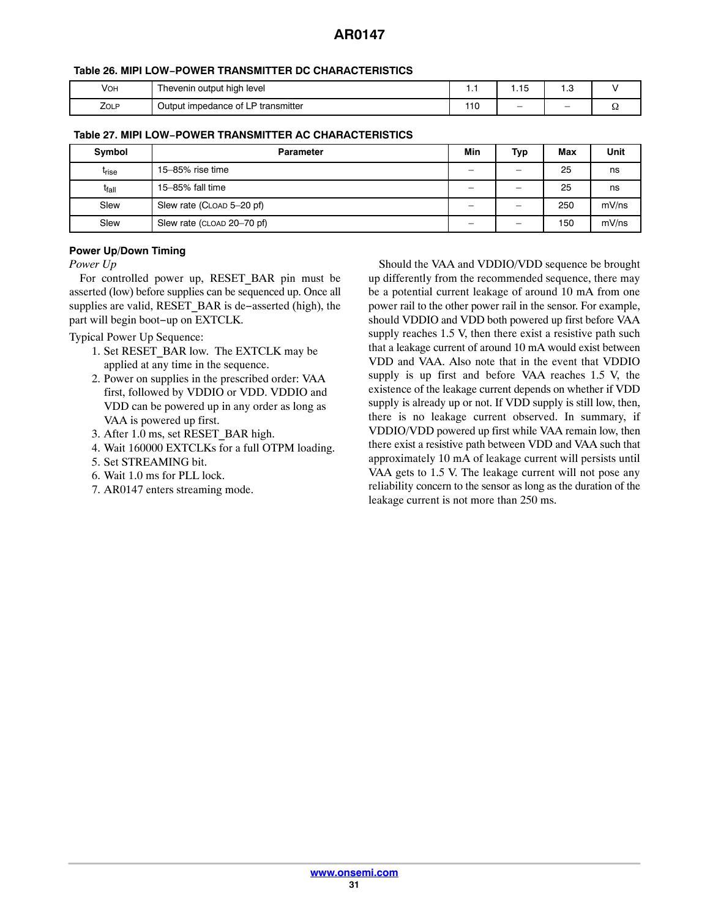**Table 26. MIPI LOW−POWER TRANSMITTER DC CHARACTERISTICS**

| Symbol | Parameter | Min | Typ | Max | Unit |
|---|---|---|---|---|---|
| $V_{OH}$ | Thevenin output high level | 1.1 | 1.15 | 1.3 | V |
| $Z_{OLP}$ | Output impedance of LP transmitter | 110 | – | – | Ω |

**Table 27. MIPI LOW−POWER TRANSMITTER AC CHARACTERISTICS**

| Symbol | Parameter | Min | Typ | Max | Unit |
|---|---|---|---|---|---|
| $t_{rise}$ | 15–85% rise time | – | – | 25 | ns |
| $t_{fall}$ | 15–85% fall time | – | – | 25 | ns |
| Slew | Slew rate ($C_{LOAD}$ 5–20 pf) | – | – | 250 | mV/ns |
| Slew | Slew rate ($C_{LOAD}$ 20–70 pf) | – | – | 150 | mV/ns |

### Power Up/Down Timing

*Power Up*

For controlled power up, RESET_BAR pin must be asserted (low) before supplies can be sequenced up. Once all supplies are valid, RESET_BAR is de−asserted (high), the part will begin boot−up on EXTCLK.

Typical Power Up Sequence:

1. Set RESET_BAR low. The EXTCLK may be applied at any time in the sequence.
2. Power on supplies in the prescribed order: VAA first, followed by VDDIO or VDD. VDDIO and VDD can be powered up in any order as long as VAA is powered up first.
3. After 1.0 ms, set RESET_BAR high.
4. Wait 160000 EXTCLKs for a full OTPM loading.
5. Set STREAMING bit.
6. Wait 1.0 ms for PLL lock.
7. AR0147 enters streaming mode.

Should the VAA and VDDIO/VDD sequence be brought up differently from the recommended sequence, there may be a potential current leakage of around 10 mA from one power rail to the other power rail in the sensor. For example, should VDDIO and VDD both powered up first before VAA supply reaches 1.5 V, then there exist a resistive path such that a leakage current of around 10 mA would exist between VDD and VAA. Also note that in the event that VDDIO supply is up first and before VAA reaches 1.5 V, the existence of the leakage current depends on whether if VDD supply is already up or not. If VDD supply is still low, then, there is no leakage current observed. In summary, if VDDIO/VDD powered up first while VAA remain low, then there exist a resistive path between VDD and VAA such that approximately 10 mA of leakage current will persists until VAA gets to 1.5 V. The leakage current will not pose any reliability concern to the sensor as long as the duration of the leakage current is not more than 250 ms.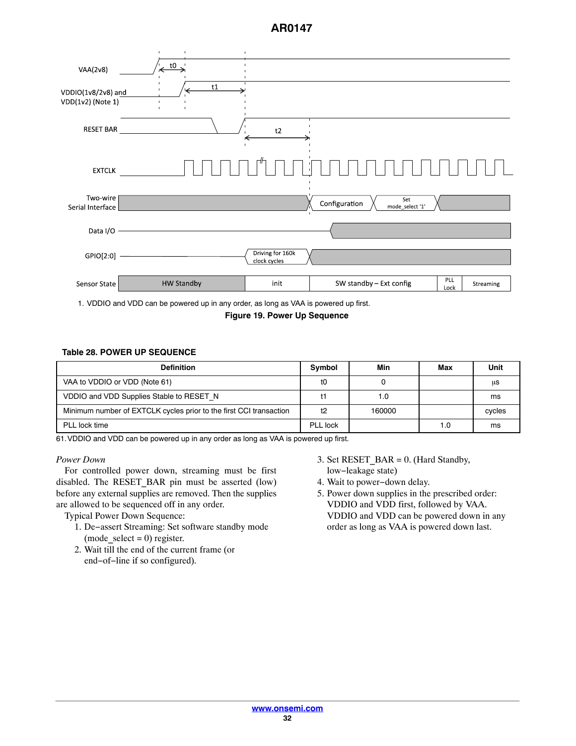1. VDDIO and VDD can be powered up in any order, as long as VAA is powered up first.

**Figure 19. Power Up Sequence**

**Table 28. POWER UP SEQUENCE**

| Definition | Symbol | Min | Max | Unit |
|---|---|---|---|---|
| VAA to VDDIO or VDD (Note 61) | t0 | 0 | | μs |
| VDDIO and VDD Supplies Stable to RESET_N | t1 | 1.0 | | ms |
| Minimum number of EXTCLK cycles prior to the first CCI transaction | t2 | 160000 | | cycles |
| PLL lock time | PLL lock | | 1.0 | ms |

61. VDDIO and VDD can be powered up in any order as long as VAA is powered up first.

*Power Down*

For controlled power down, streaming must be first disabled. The RESET_BAR pin must be asserted (low) before any external supplies are removed. Then the supplies are allowed to be sequenced off in any order.

Typical Power Down Sequence:

1. De−assert Streaming: Set software standby mode (mode_select = 0) register.
2. Wait till the end of the current frame (or end−of−line if so configured).
3. Set RESET_BAR = 0. (Hard Standby, low−leakage state)
4. Wait to power−down delay.
5. Power down supplies in the prescribed order: VDDIO and VDD first, followed by VAA. VDDIO and VDD can be powered down in any order as long as VAA is powered down last.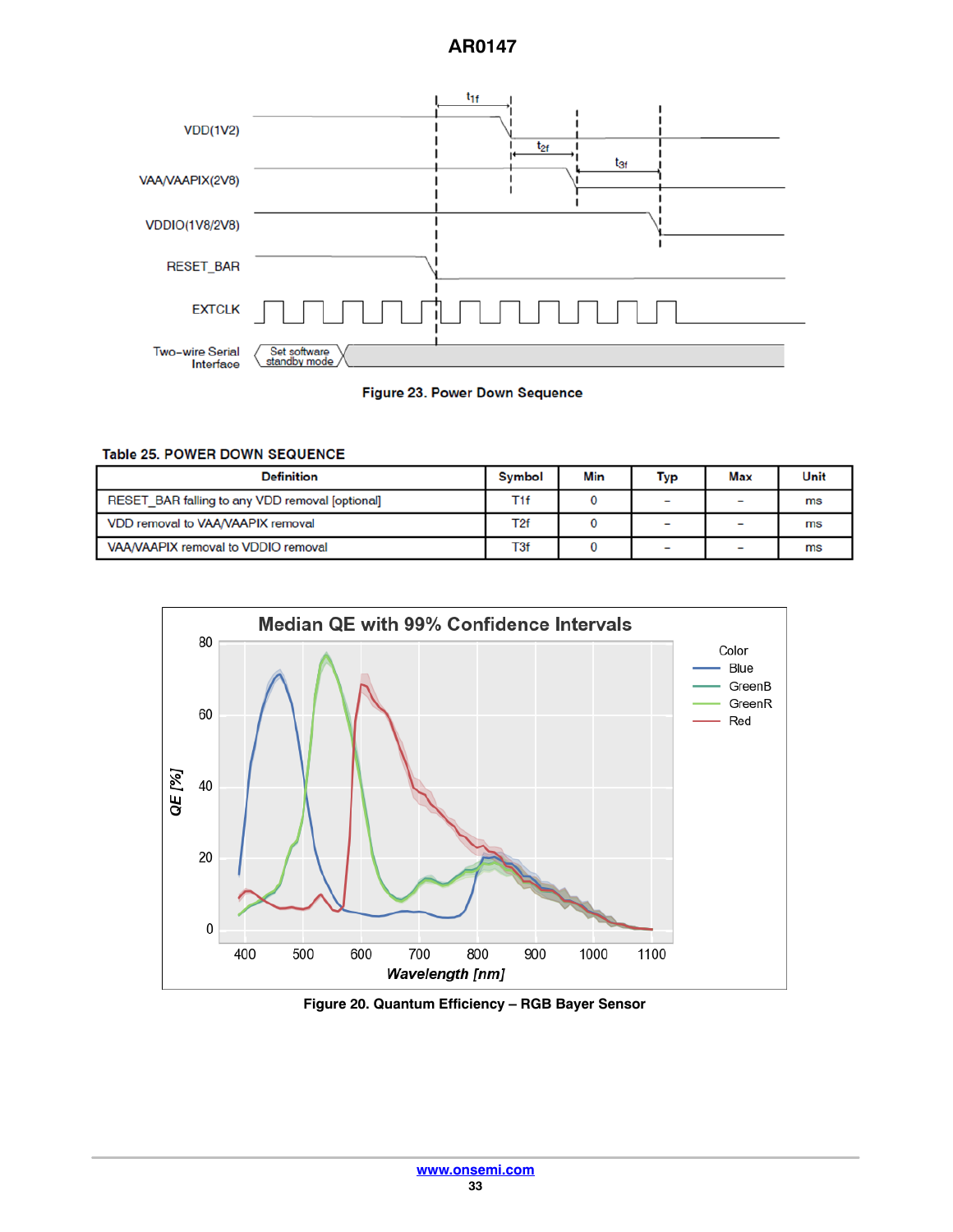Figure 23. Power Down Sequence

Table 25. POWER DOWN SEQUENCE

| Definition | Symbol | Min | Typ | Max | Unit |
| --- | --- | --- | --- | --- | --- |
| RESET_BAR falling to any VDD removal [optional] | T1f | 0 | – | – | ms |
| VDD removal to VAA/VAAPIX removal | T2f | 0 | – | – | ms |
| VAA/VAAPIX removal to VDDIO removal | T3f | 0 | – | – | ms |

Figure 20. Quantum Efficiency – RGB Bayer Sensor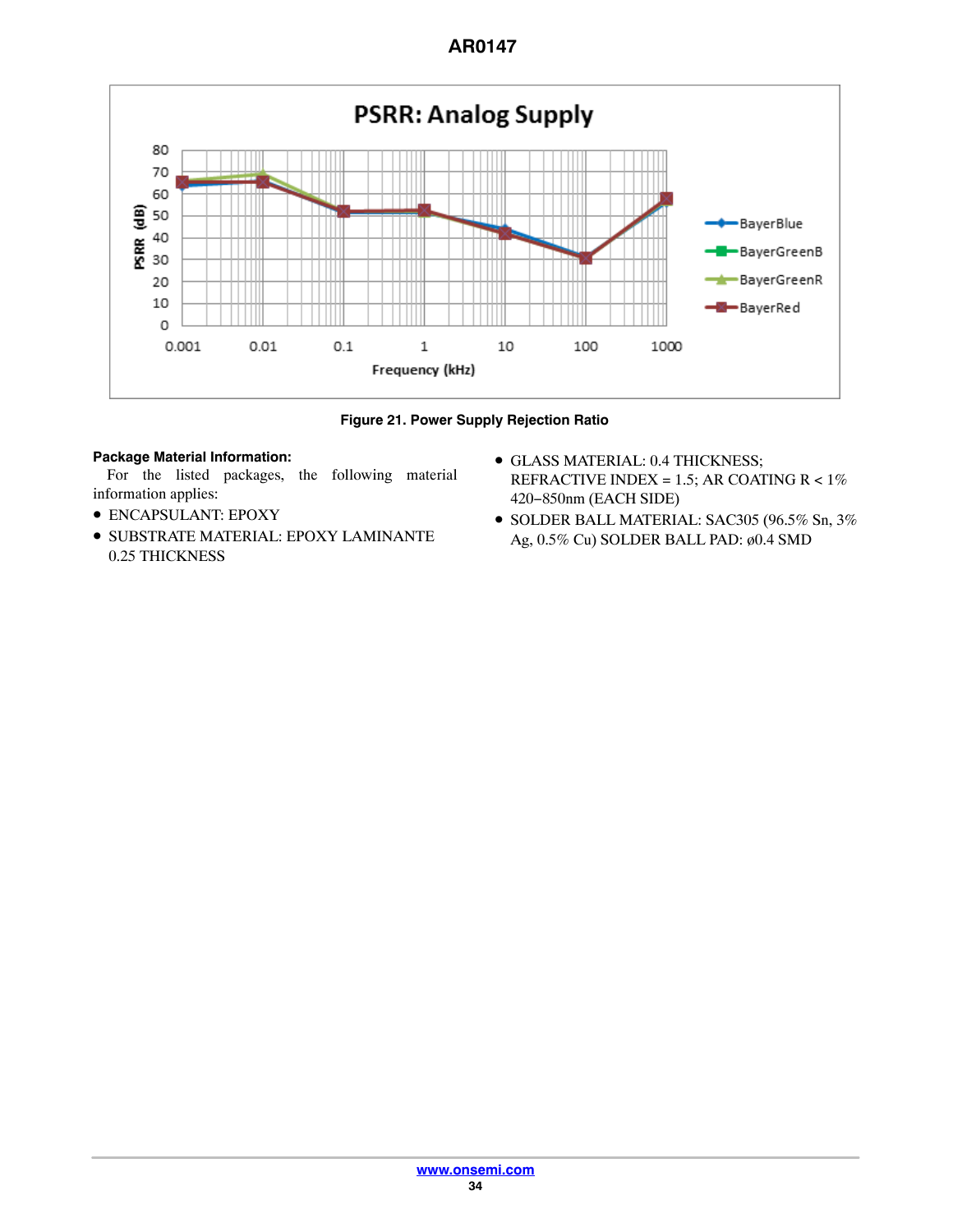Figure 21. Power Supply Rejection Ratio

**Package Material Information:**

For the listed packages, the following material information applies:

- ENCAPSULANT: EPOXY
- SUBSTRATE MATERIAL: EPOXY LAMINANTE 0.25 THICKNESS
- GLASS MATERIAL: 0.4 THICKNESS; REFRACTIVE INDEX = 1.5; AR COATING R < 1% 420−850nm (EACH SIDE)
- SOLDER BALL MATERIAL: SAC305 (96.5% Sn, 3% Ag, 0.5% Cu) SOLDER BALL PAD: ø0.4 SMD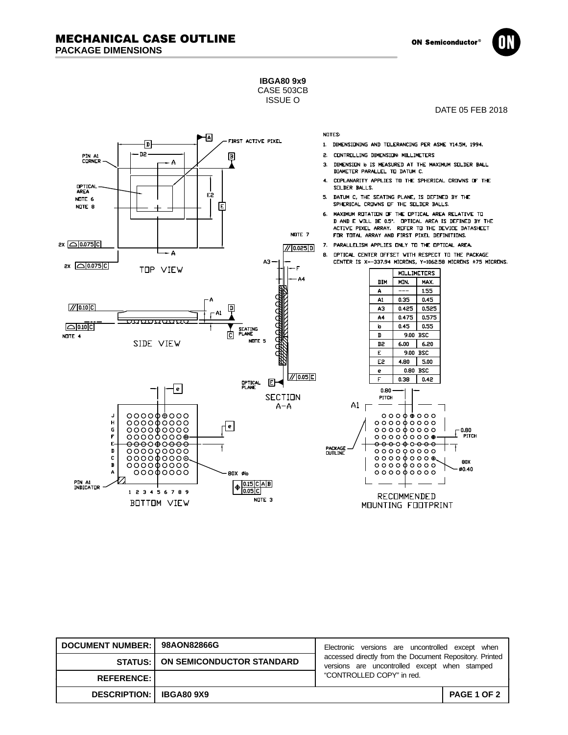# MECHANICAL CASE OUTLINE

## PACKAGE DIMENSIONS

**IBGA80 9x9**
CASE 503CB
ISSUE O

DATE 05 FEB 2018

NOTES:

1. DIMENSIONING AND TOLERANCING PER ASME Y14.5M, 1994.
2. CONTROLLING DIMENSION: MILLIMETERS
3. DIMENSION b IS MEASURED AT THE MAXIMUM SOLDER BALL DIAMETER PARALLEL TO DATUM C.
4. COPLANARITY APPLIES TO THE SPHERICAL CROWNS OF THE SOLDER BALLS.
5. DATUM C, THE SEATING PLANE, IS DEFINED BY THE SPHERICAL CROWNS OF THE SOLDER BALLS.
6. MAXIMUM ROTATION OF THE OPTICAL AREA RELATIVE TO D AND E WILL BE 0.5°. OPTICAL AREA IS DEFINED BY THE ACTIVE PIXEL ARRAY. REFER TO THE DEVICE DATASHEET FOR TOTAL ARRAY AND FIRST PIXEL DEFINITIONS.
7. PARALLELISM APPLIES ONLY TO THE OPTICAL AREA.
8. OPTICAL CENTER OFFSET WITH RESPECT TO THE PACKAGE CENTER IS X=−337.94 MICRONS, Y=1062.58 MICRONS ±75 MICRONS.

| DIM | MILLIMETERS MIN. | MILLIMETERS MAX. |
|---|---|---|
| A | --- | 1.55 |
| A1 | 0.35 | 0.45 |
| A3 | 0.425 | 0.525 |
| A4 | 0.475 | 0.575 |
| b | 0.45 | 0.55 |
| D | 9.00 BSC | |
| D2 | 6.00 | 6.20 |
| E | 9.00 BSC | |
| E2 | 4.80 | 5.00 |
| e | 0.80 BSC | |
| F | 0.38 | 0.42 |

TOP VIEW

SIDE VIEW

SECTION A−A

BOTTOM VIEW

RECOMMENDED MOUNTING FOOTPRINT

| DOCUMENT NUMBER: | 98AON82866G | Electronic versions are uncontrolled except when accessed directly from the Document Repository. Printed versions are uncontrolled except when stamped "CONTROLLED COPY" in red. |
|---|---|---|
| STATUS: | ON SEMICONDUCTOR STANDARD | |
| REFERENCE: | | |
| DESCRIPTION: | IBGA80 9X9 | PAGE 1 OF 2 |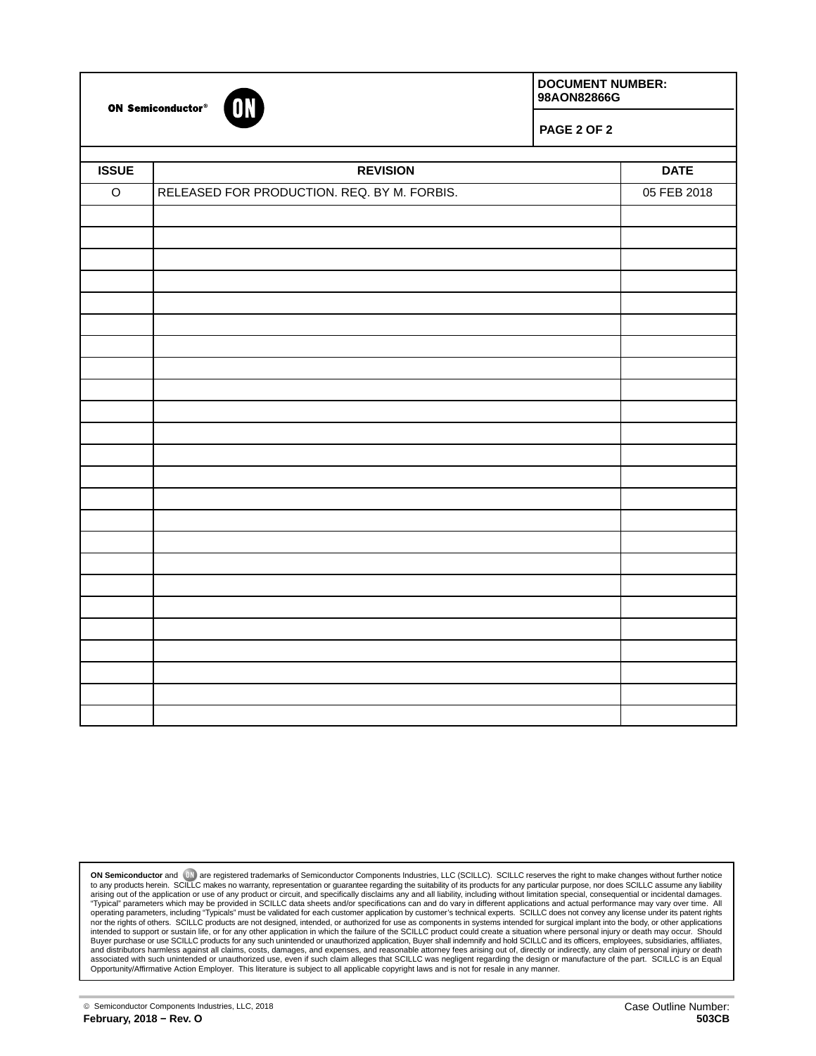ON Semiconductor®

| DOCUMENT NUMBER: 98AON82866G |
|---|
| PAGE 2 OF 2 |

| ISSUE | REVISION | DATE |
|---|---|---|
| O | RELEASED FOR PRODUCTION. REQ. BY M. FORBIS. | 05 FEB 2018 |
| | | |
| | | |
| | | |
| | | |
| | | |
| | | |
| | | |
| | | |
| | | |
| | | |
| | | |
| | | |
| | | |
| | | |
| | | |
| | | |
| | | |
| | | |
| | | |
| | | |
| | | |
| | | |
| | | |
| | | |

**ON Semiconductor** and ON are registered trademarks of Semiconductor Components Industries, LLC (SCILLC). SCILLC reserves the right to make changes without further notice to any products herein. SCILLC makes no warranty, representation or guarantee regarding the suitability of its products for any particular purpose, nor does SCILLC assume any liability arising out of the application or use of any product or circuit, and specifically disclaims any and all liability, including without limitation special, consequential or incidental damages. "Typical" parameters which may be provided in SCILLC data sheets and/or specifications can and do vary in different applications and actual performance may vary over time. All operating parameters, including "Typicals" must be validated for each customer application by customer's technical experts. SCILLC does not convey any license under its patent rights nor the rights of others. SCILLC products are not designed, intended, or authorized for use as components in systems intended for surgical implant into the body, or other applications intended to support or sustain life, or for any other application in which the failure of the SCILLC product could create a situation where personal injury or death may occur. Should Buyer purchase or use SCILLC products for any such unintended or unauthorized application, Buyer shall indemnify and hold SCILLC and its officers, employees, subsidiaries, affiliates, and distributors harmless against all claims, costs, damages, and expenses, and reasonable attorney fees arising out of, directly or indirectly, any claim of personal injury or death associated with such unintended or unauthorized use, even if such claim alleges that SCILLC was negligent regarding the design or manufacture of the part. SCILLC is an Equal Opportunity/Affirmative Action Employer. This literature is subject to all applicable copyright laws and is not for resale in any manner.

© Semiconductor Components Industries, LLC, 2018

**February, 2018 − Rev. O**

Case Outline Number:
**503CB**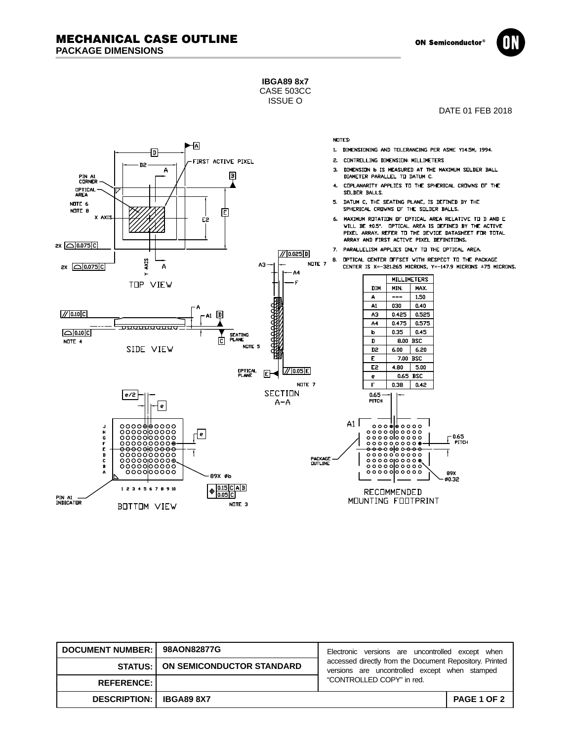# MECHANICAL CASE OUTLINE
## PACKAGE DIMENSIONS

ON Semiconductor®

**IBGA89 8x7**
CASE 503CC
ISSUE O

DATE 01 FEB 2018

NOTES:

1. DIMENSIONING AND TOLERANCING PER ASME Y14.5M, 1994.
2. CONTROLLING DIMENSION: MILLIMETERS
3. DIMENSION b IS MEASURED AT THE MAXIMUM SOLDER BALL DIAMETER PARALLEL TO DATUM C.
4. COPLANARITY APPLIES TO THE SPHERICAL CROWNS OF THE SOLDER BALLS.
5. DATUM C, THE SEATING PLANE, IS DEFINED BY THE SPHERICAL CROWNS OF THE SOLDER BALLS.
6. MAXIMUM ROTATION OF OPTICAL AREA RELATIVE TO D AND E WILL BE ±0.5°. OPTICAL AREA IS DEFINED BY THE ACTIVE PIXEL ARRAY. REFER TO THE DEVICE DATASHEET FOR TOTAL ARRAY AND FIRST ACTIVE PIXEL DEFINITIONS.
7. PARALLELISM APPLIES ONLY TO THE OPTICAL AREA.
8. OPTICAL CENTER OFFSET WITH RESPECT TO THE PACKAGE CENTER IS X=−321.265 MICRONS, Y=−147.9 MICRONS ±75 MICRONS.

| DIM | MILLIMETERS MIN. | MAX. |
|---|---|---|
| A | --- | 1.50 |
| A1 | 030 | 0.40 |
| A3 | 0.425 | 0.525 |
| A4 | 0.475 | 0.575 |
| b | 0.35 | 0.45 |
| D | 8.00 BSC | |
| D2 | 6.00 | 6.20 |
| E | 7.00 BSC | |
| E2 | 4.80 | 5.00 |
| e | 0.65 BSC | |
| F | 0.38 | 0.42 |

TOP VIEW

SIDE VIEW

SECTION A−A

BOTTOM VIEW

RECOMMENDED MOUNTING FOOTPRINT

| DOCUMENT NUMBER: | 98AON82877G | Electronic versions are uncontrolled except when accessed directly from the Document Repository. Printed versions are uncontrolled except when stamped "CONTROLLED COPY" in red. |
|---|---|---|
| STATUS: | ON SEMICONDUCTOR STANDARD | |
| REFERENCE: | | |
| DESCRIPTION: | IBGA89 8X7 | PAGE 1 OF 2 |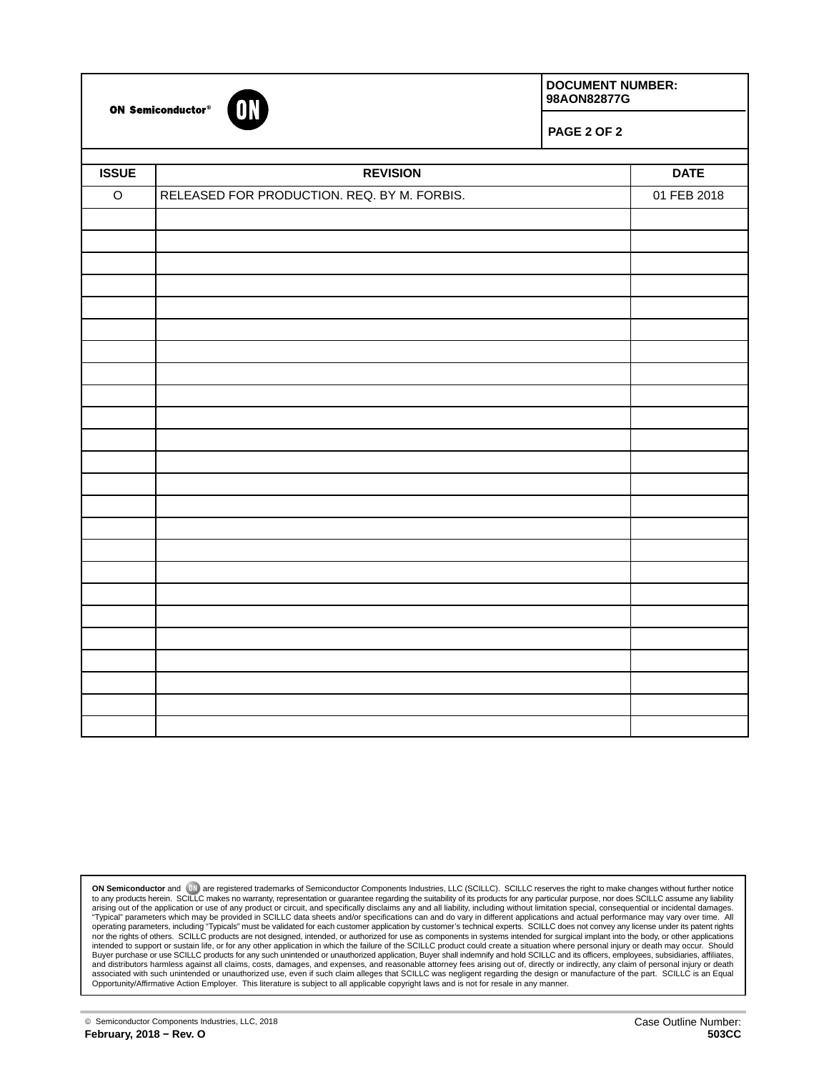ON Semiconductor®

| DOCUMENT NUMBER: 98AON82877G |
| --- |
| PAGE 2 OF 2 |

| ISSUE | REVISION | DATE |
| --- | --- | --- |
| O | RELEASED FOR PRODUCTION. REQ. BY M. FORBIS. | 01 FEB 2018 |
| | | |
| | | |
| | | |
| | | |
| | | |
| | | |
| | | |
| | | |
| | | |
| | | |
| | | |
| | | |
| | | |
| | | |
| | | |
| | | |
| | | |
| | | |
| | | |
| | | |
| | | |
| | | |
| | | |
| | | |

**ON Semiconductor** and ON are registered trademarks of Semiconductor Components Industries, LLC (SCILLC). SCILLC reserves the right to make changes without further notice to any products herein. SCILLC makes no warranty, representation or guarantee regarding the suitability of its products for any particular purpose, nor does SCILLC assume any liability arising out of the application or use of any product or circuit, and specifically disclaims any and all liability, including without limitation special, consequential or incidental damages. "Typical" parameters which may be provided in SCILLC data sheets and/or specifications can and do vary in different applications and actual performance may vary over time. All operating parameters, including "Typicals" must be validated for each customer application by customer's technical experts. SCILLC does not convey any license under its patent rights nor the rights of others. SCILLC products are not designed, intended, or authorized for use as components in systems intended for surgical implant into the body, or other applications intended to support or sustain life, or for any other application in which the failure of the SCILLC product could create a situation where personal injury or death may occur. Should Buyer purchase or use SCILLC products for any such unintended or unauthorized application, Buyer shall indemnify and hold SCILLC and its officers, employees, subsidiaries, affiliates, and distributors harmless against all claims, costs, damages, and expenses, and reasonable attorney fees arising out of, directly or indirectly, any claim of personal injury or death associated with such unintended or unauthorized use, even if such claim alleges that SCILLC was negligent regarding the design or manufacture of the part. SCILLC is an Equal Opportunity/Affirmative Action Employer. This literature is subject to all applicable copyright laws and is not for resale in any manner.

© Semiconductor Components Industries, LLC, 2018

**February, 2018 − Rev. O**

Case Outline Number:
**503CC**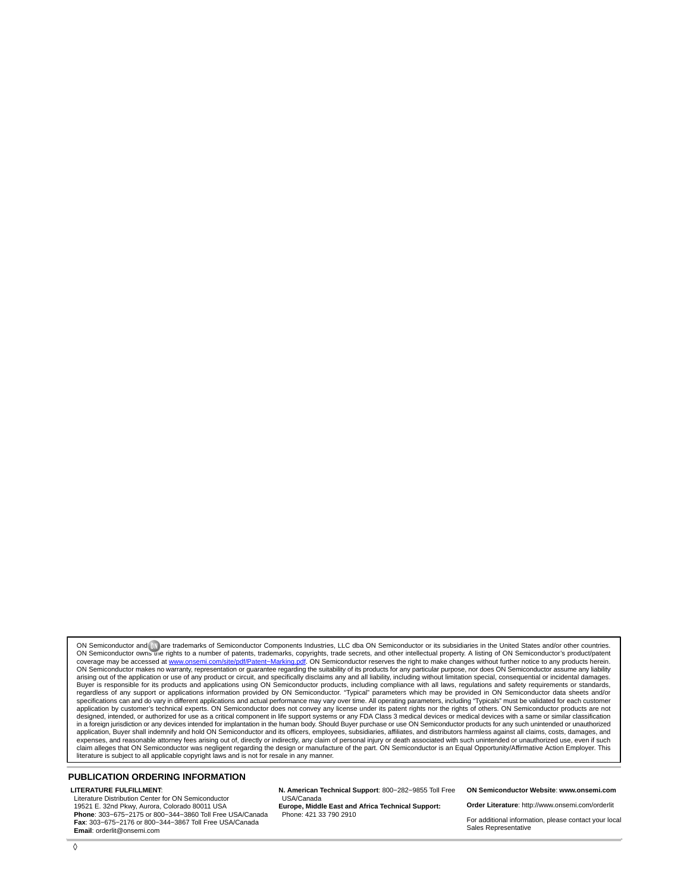ON Semiconductor and ON are trademarks of Semiconductor Components Industries, LLC dba ON Semiconductor or its subsidiaries in the United States and/or other countries. ON Semiconductor owns the rights to a number of patents, trademarks, copyrights, trade secrets, and other intellectual property. A listing of ON Semiconductor's product/patent coverage may be accessed at www.onsemi.com/site/pdf/Patent−Marking.pdf. ON Semiconductor reserves the right to make changes without further notice to any products herein. ON Semiconductor makes no warranty, representation or guarantee regarding the suitability of its products for any particular purpose, nor does ON Semiconductor assume any liability arising out of the application or use of any product or circuit, and specifically disclaims any and all liability, including without limitation special, consequential or incidental damages. Buyer is responsible for its products and applications using ON Semiconductor products, including compliance with all laws, regulations and safety requirements or standards, regardless of any support or applications information provided by ON Semiconductor. "Typical" parameters which may be provided in ON Semiconductor data sheets and/or specifications can and do vary in different applications and actual performance may vary over time. All operating parameters, including "Typicals" must be validated for each customer application by customer's technical experts. ON Semiconductor does not convey any license under its patent rights nor the rights of others. ON Semiconductor products are not designed, intended, or authorized for use as a critical component in life support systems or any FDA Class 3 medical devices or medical devices with a same or similar classification in a foreign jurisdiction or any devices intended for implantation in the human body. Should Buyer purchase or use ON Semiconductor products for any such unintended or unauthorized application, Buyer shall indemnify and hold ON Semiconductor and its officers, employees, subsidiaries, affiliates, and distributors harmless against all claims, costs, damages, and expenses, and reasonable attorney fees arising out of, directly or indirectly, any claim of personal injury or death associated with such unintended or unauthorized use, even if such claim alleges that ON Semiconductor was negligent regarding the design or manufacture of the part. ON Semiconductor is an Equal Opportunity/Affirmative Action Employer. This literature is subject to all applicable copyright laws and is not for resale in any manner.

## PUBLICATION ORDERING INFORMATION

**LITERATURE FULFILLMENT**:
Literature Distribution Center for ON Semiconductor
19521 E. 32nd Pkwy, Aurora, Colorado 80011 USA
**Phone**: 303−675−2175 or 800−344−3860 Toll Free USA/Canada
**Fax**: 303−675−2176 or 800−344−3867 Toll Free USA/Canada
**Email**: orderlit@onsemi.com

**N. American Technical Support**: 800−282−9855 Toll Free USA/Canada
**Europe, Middle East and Africa Technical Support:**
Phone: 421 33 790 2910

**ON Semiconductor Website**: **www.onsemi.com**

**Order Literature**: http://www.onsemi.com/orderlit

For additional information, please contact your local Sales Representative

◊